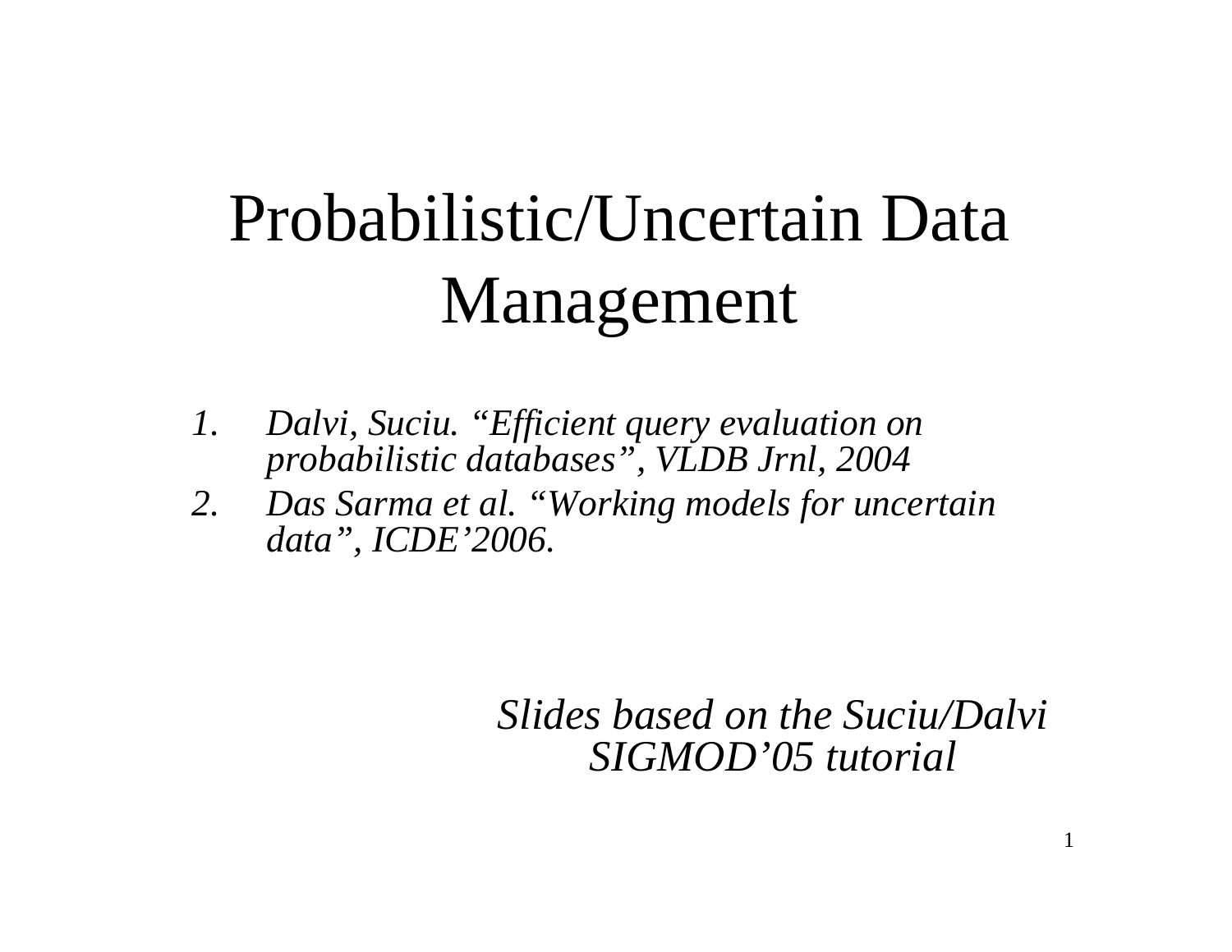# Probabilistic/Uncertain Data Management

1. *Dalvi, Suciu. "Efficient query evaluation on probabilistic databases", VLDB Jrnl, 2004*
2. *Das Sarma et al. "Working models for uncertain data", ICDE'2006.*

*Slides based on the Suciu/Dalvi SIGMOD'05 tutorial*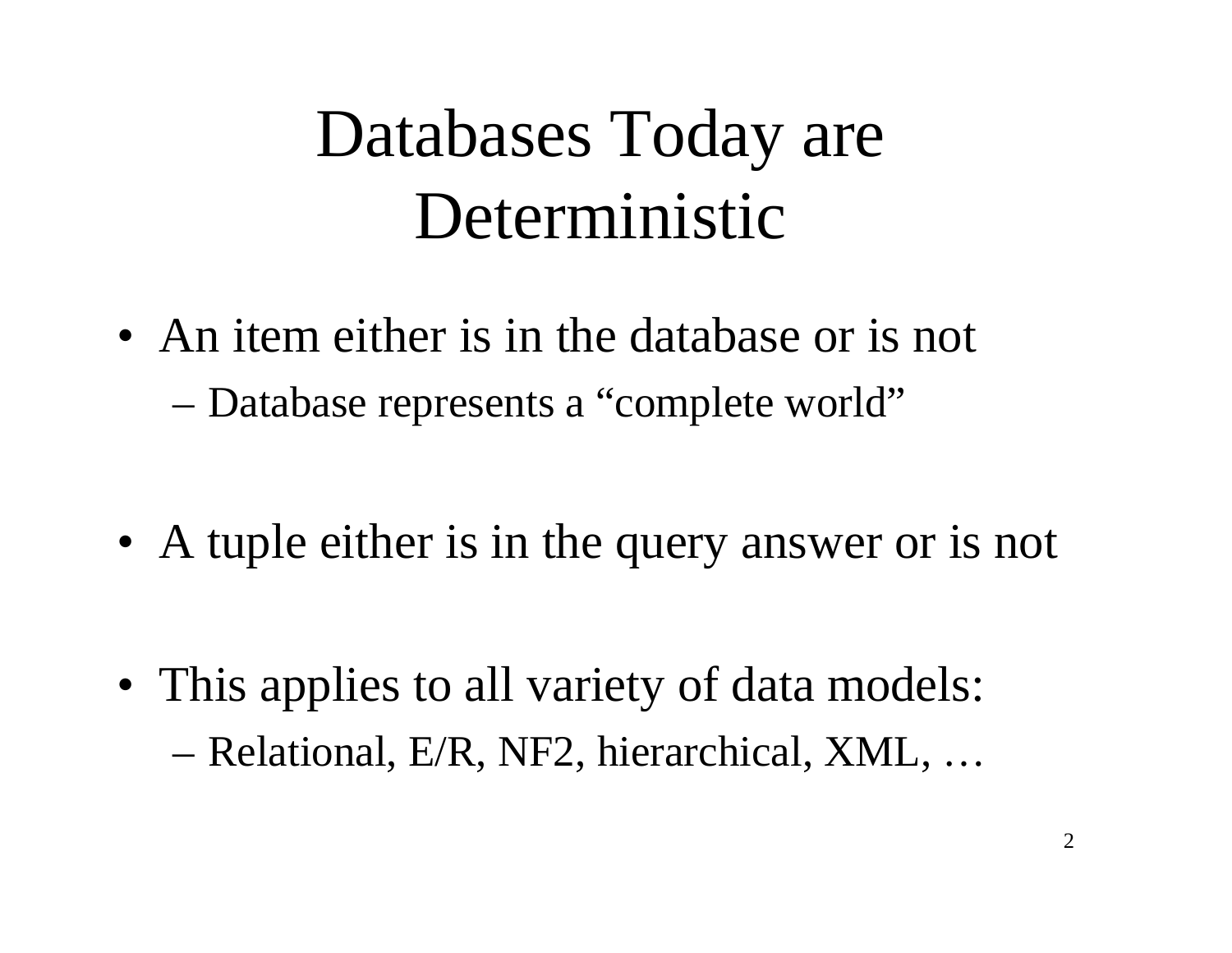# Databases Today are Deterministic

- An item either is in the database or is not
  - Database represents a "complete world"

- A tuple either is in the query answer or is not

- This applies to all variety of data models:
  - Relational, E/R, NF2, hierarchical, XML, …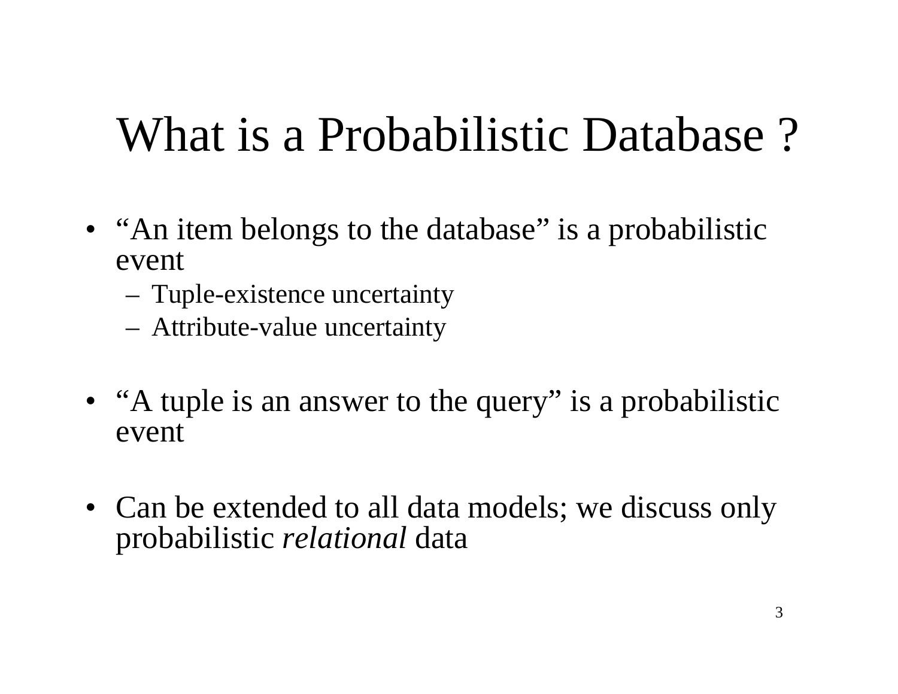# What is a Probabilistic Database ?

- "An item belongs to the database" is a probabilistic event
  - Tuple-existence uncertainty
  - Attribute-value uncertainty

- "A tuple is an answer to the query" is a probabilistic event

- Can be extended to all data models; we discuss only probabilistic *relational* data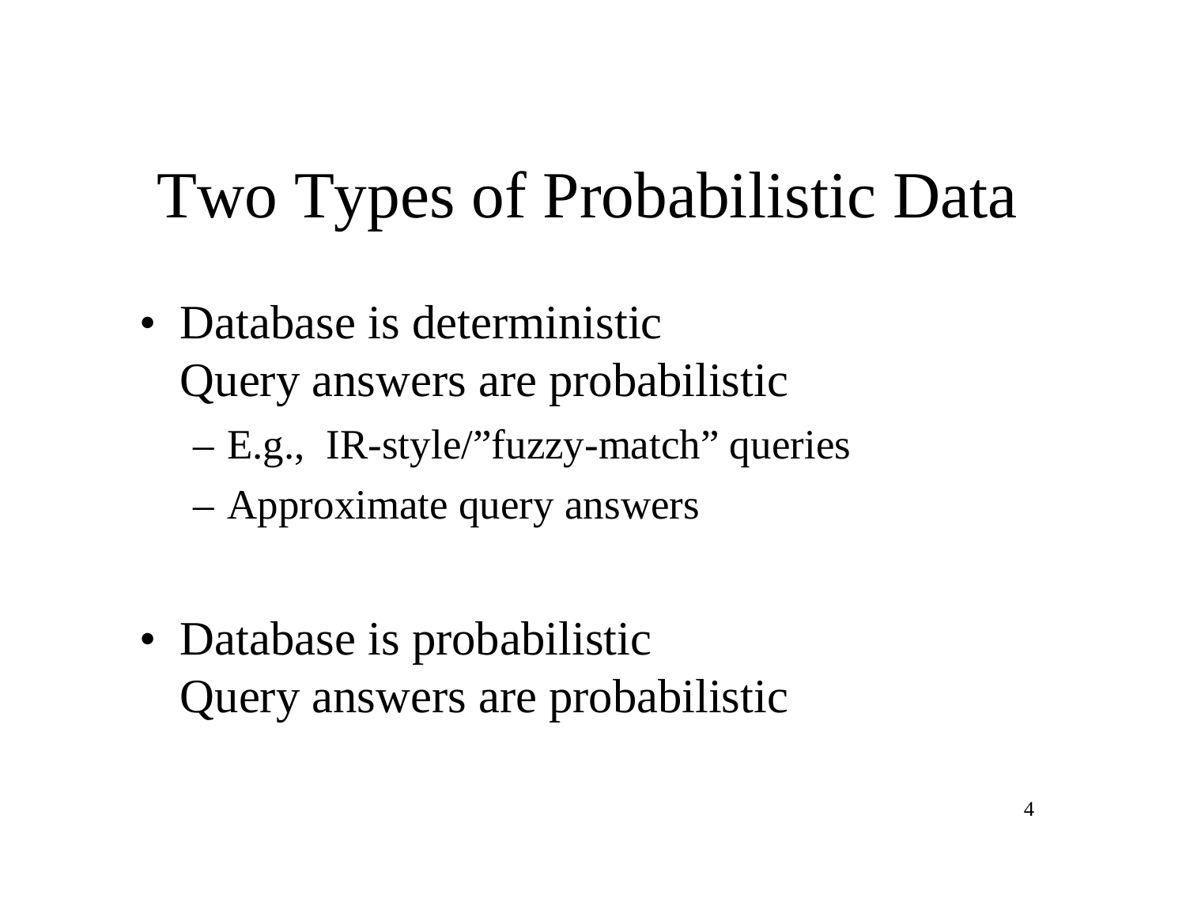# Two Types of Probabilistic Data

- Database is deterministic
  Query answers are probabilistic
  - E.g., IR-style/"fuzzy-match" queries
  - Approximate query answers

- Database is probabilistic
  Query answers are probabilistic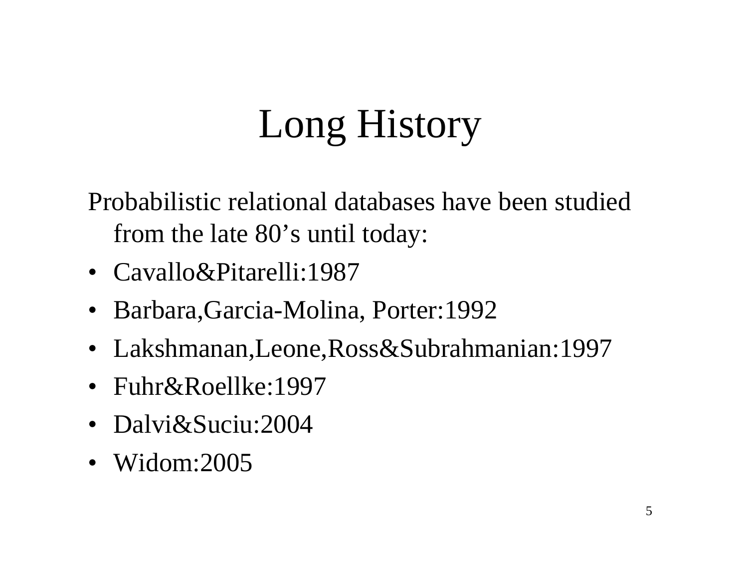# Long History

Probabilistic relational databases have been studied from the late 80’s until today:

- Cavallo&Pitarelli:1987
- Barbara,Garcia-Molina, Porter:1992
- Lakshmanan,Leone,Ross&Subrahmanian:1997
- Fuhr&Roellke:1997
- Dalvi&Suciu:2004
- Widom:2005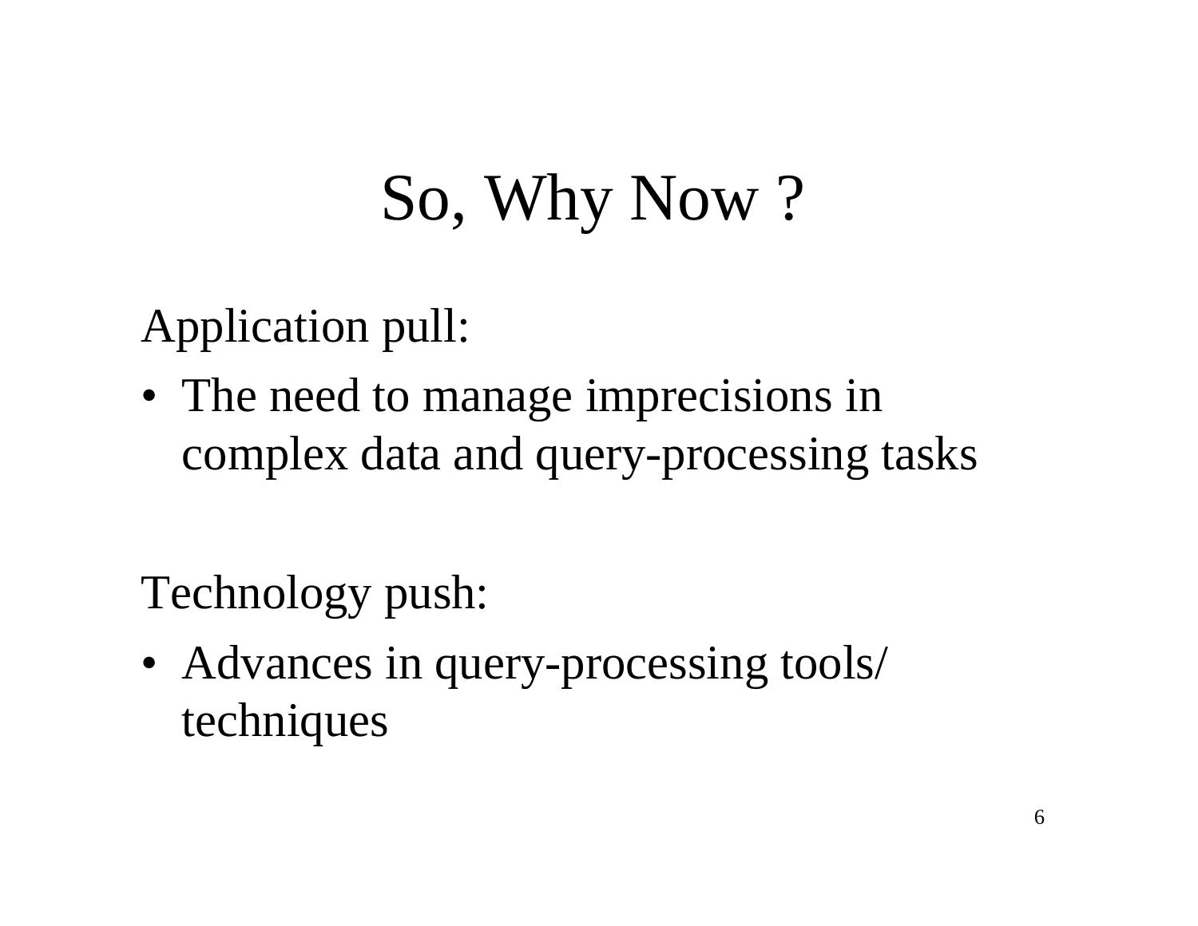# So, Why Now ?

Application pull:

- The need to manage imprecisions in complex data and query-processing tasks

Technology push:

- Advances in query-processing tools/ techniques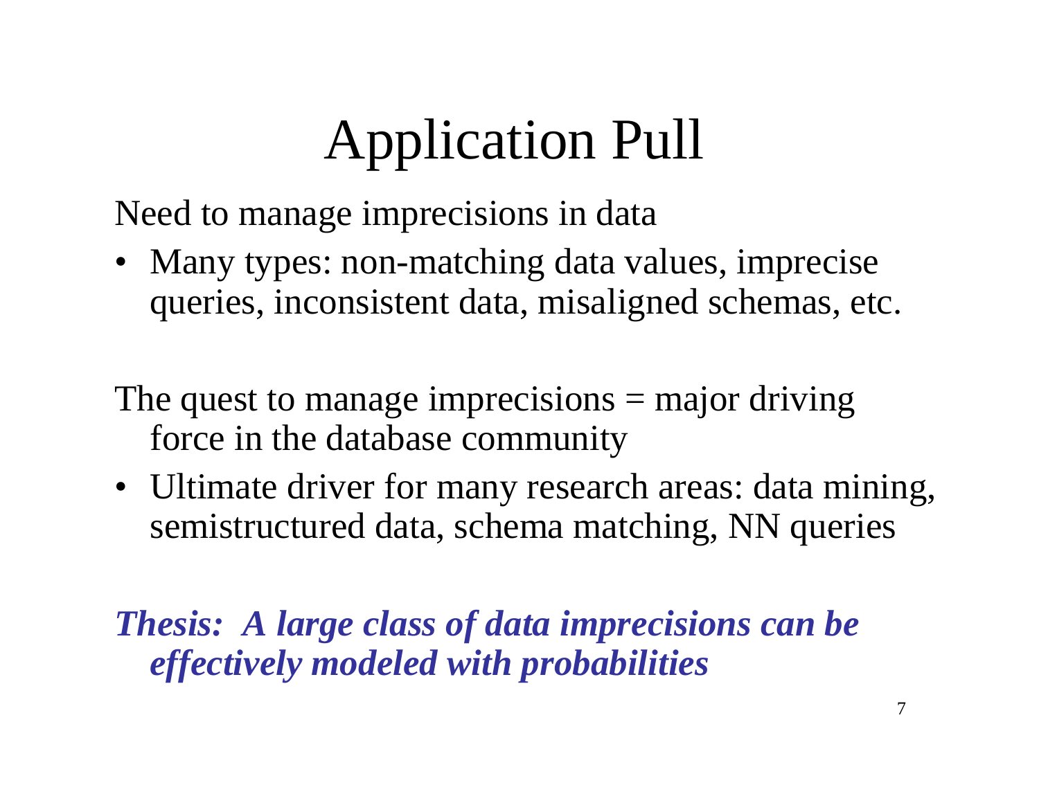# Application Pull

Need to manage imprecisions in data

- Many types: non-matching data values, imprecise queries, inconsistent data, misaligned schemas, etc.

The quest to manage imprecisions = major driving force in the database community

- Ultimate driver for many research areas: data mining, semistructured data, schema matching, NN queries

***Thesis: A large class of data imprecisions can be effectively modeled with probabilities***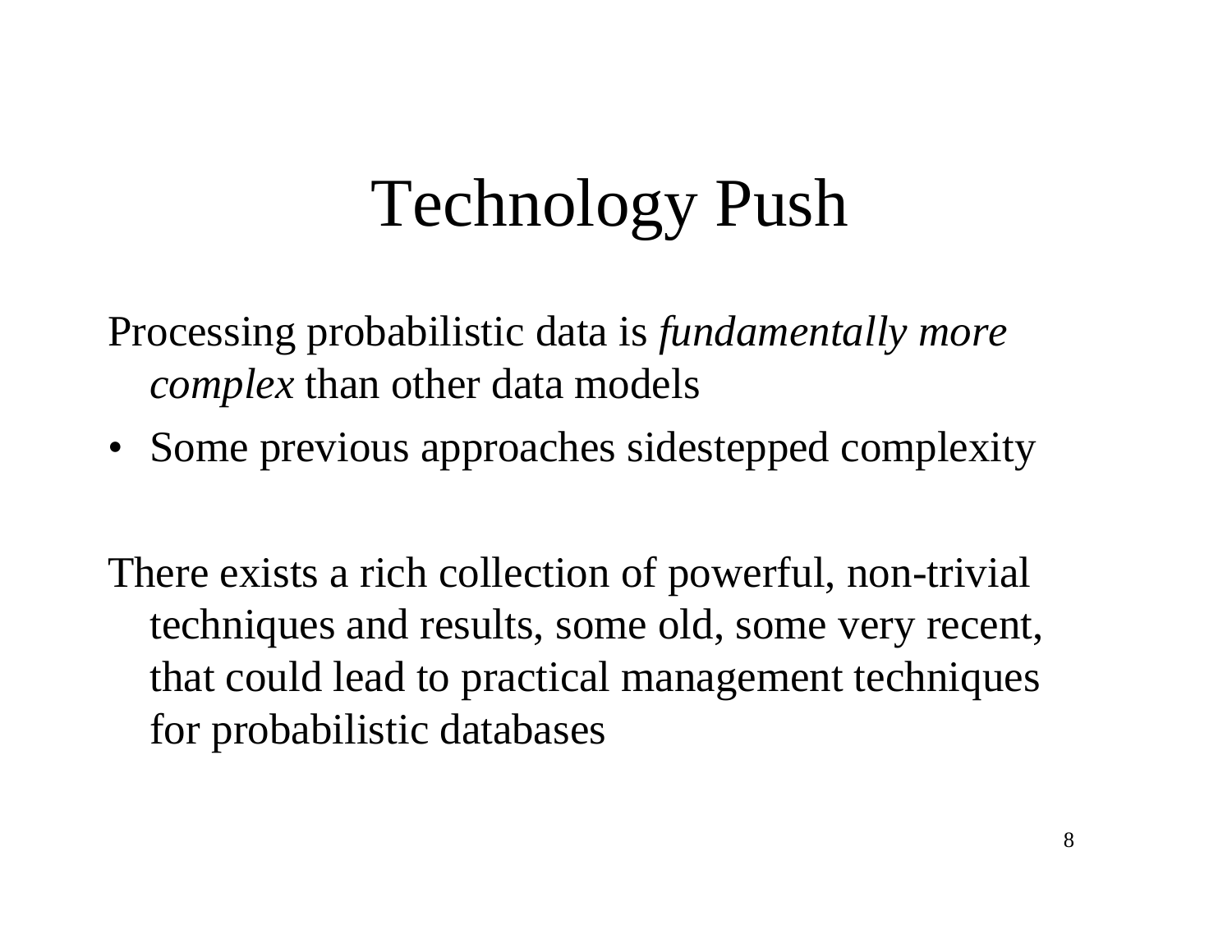# Technology Push

Processing probabilistic data is *fundamentally more complex* than other data models

- Some previous approaches sidestepped complexity

There exists a rich collection of powerful, non-trivial techniques and results, some old, some very recent, that could lead to practical management techniques for probabilistic databases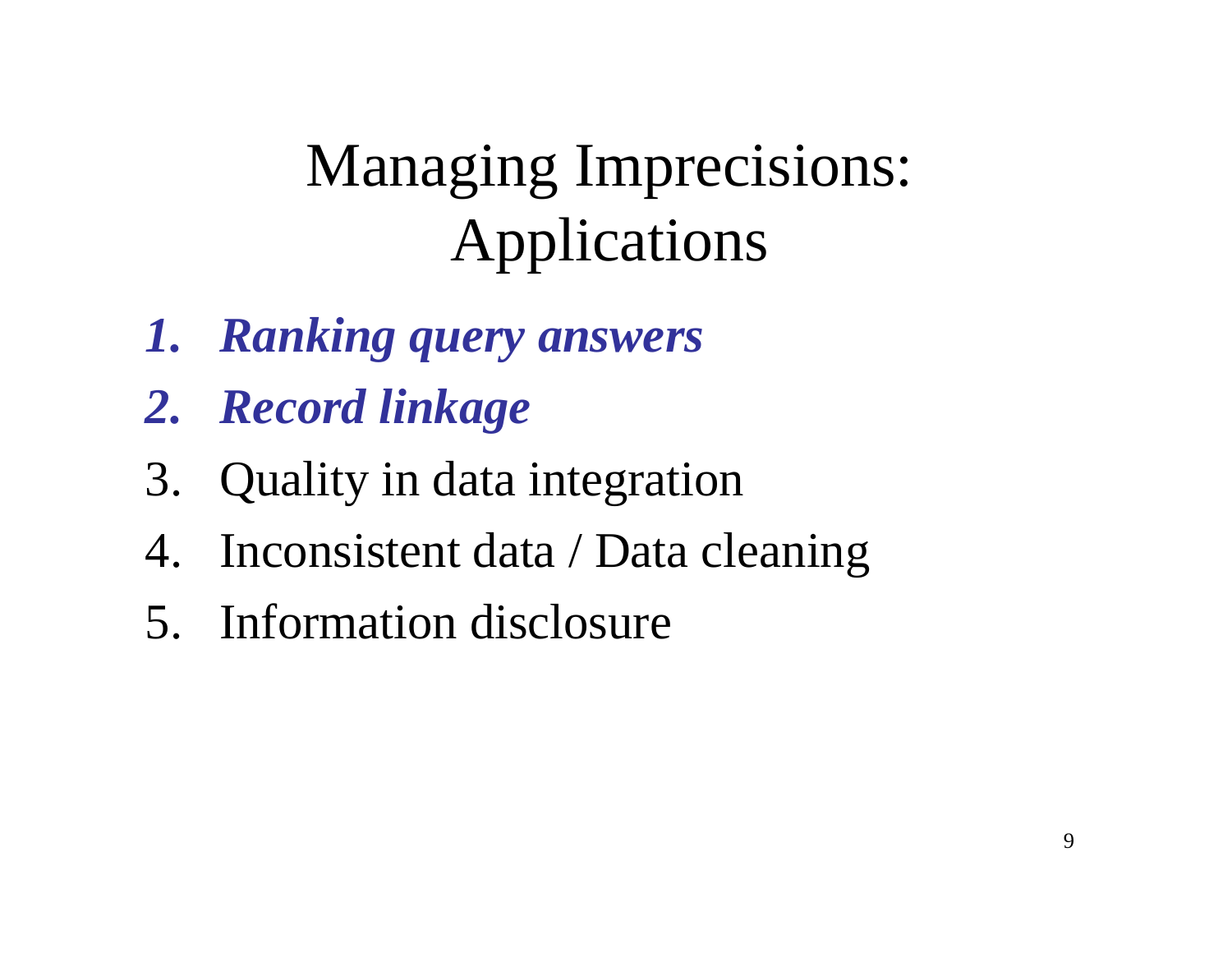# Managing Imprecisions: Applications

1. ***Ranking query answers***
2. ***Record linkage***
3. Quality in data integration
4. Inconsistent data / Data cleaning
5. Information disclosure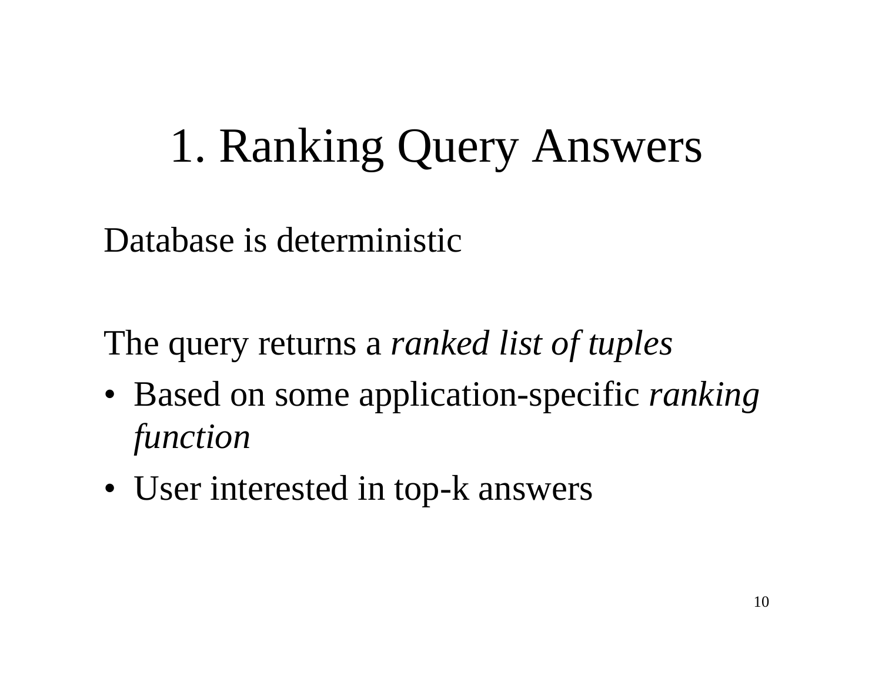# 1. Ranking Query Answers

Database is deterministic

The query returns a *ranked list of tuples*

- Based on some application-specific *ranking function*
- User interested in top-k answers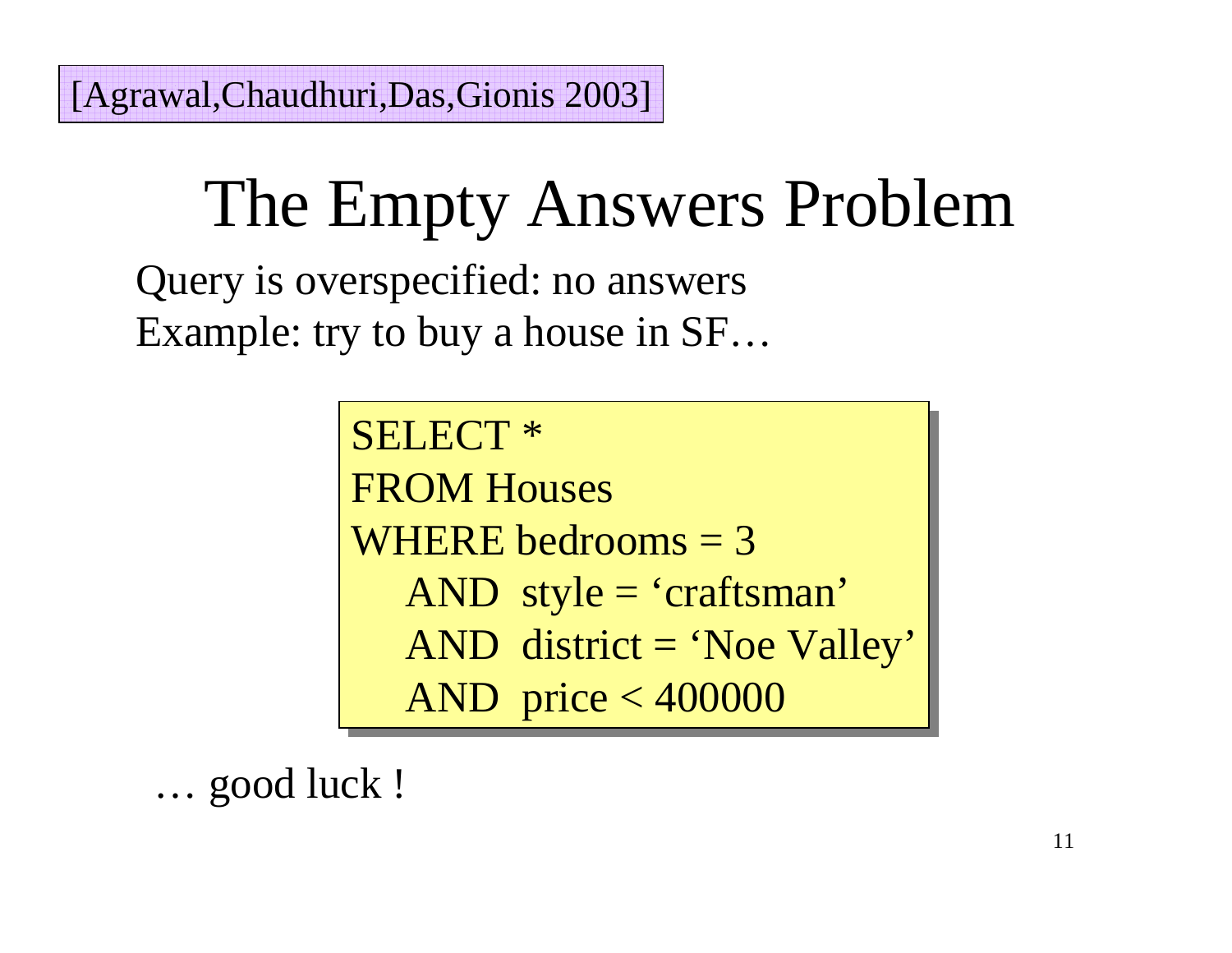[Agrawal,Chaudhuri,Das,Gionis 2003]

# The Empty Answers Problem

Query is overspecified: no answers

Example: try to buy a house in SF…

```
SELECT *
FROM Houses
WHERE bedrooms = 3
    AND  style = ‘craftsman’
    AND  district = ‘Noe Valley’
    AND  price < 400000
```

… good luck !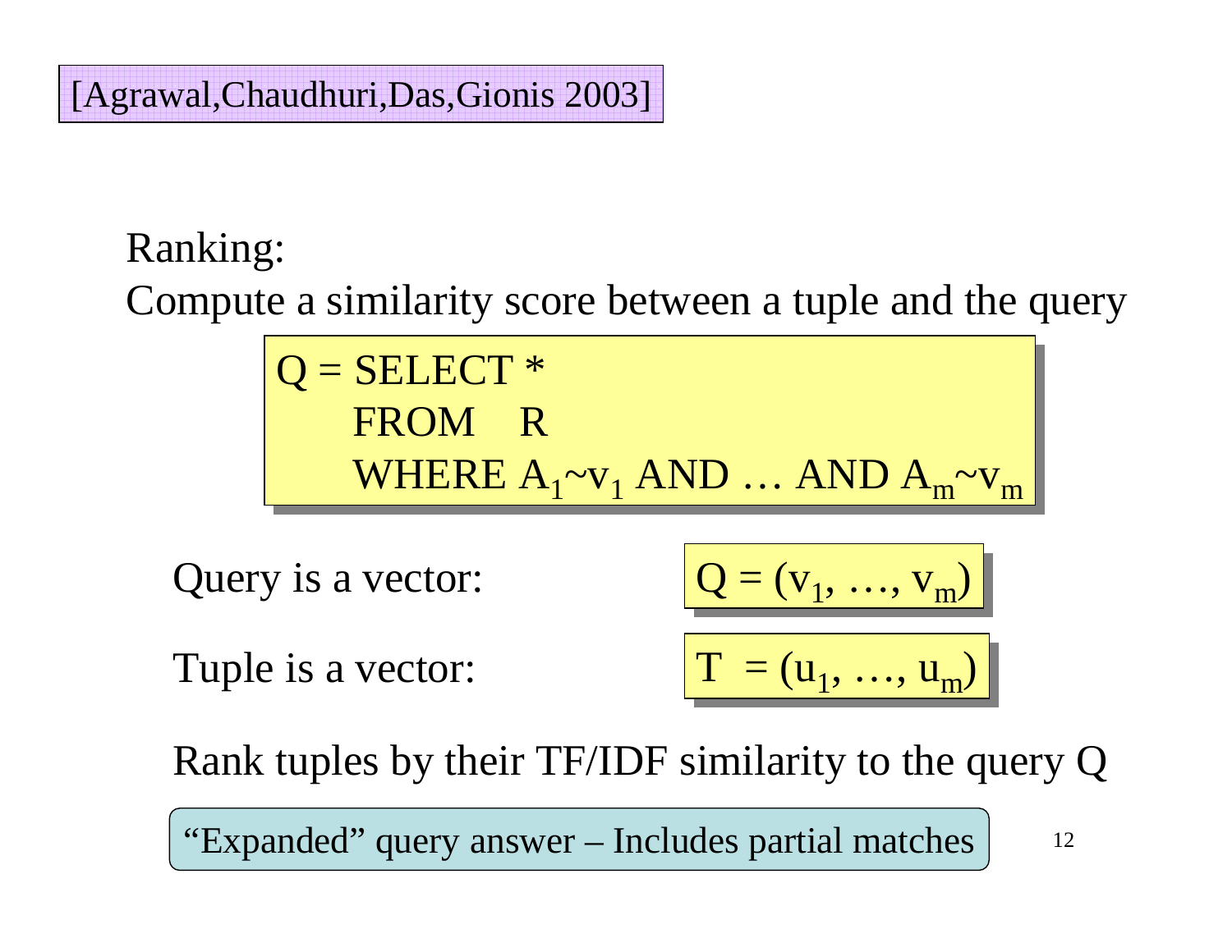[Agrawal,Chaudhuri,Das,Gionis 2003]

Ranking:
Compute a similarity score between a tuple and the query

$$
\begin{aligned}
Q = \ & \text{SELECT } * \\
& \text{FROM } R \\
& \text{WHERE } A_1 \sim v_1 \text{ AND } \ldots \text{ AND } A_m \sim v_m
\end{aligned}
$$

Query is a vector: $Q = (v_1, \ldots, v_m)$

Tuple is a vector: $T = (u_1, \ldots, u_m)$

Rank tuples by their TF/IDF similarity to the query Q

"Expanded" query answer – Includes partial matches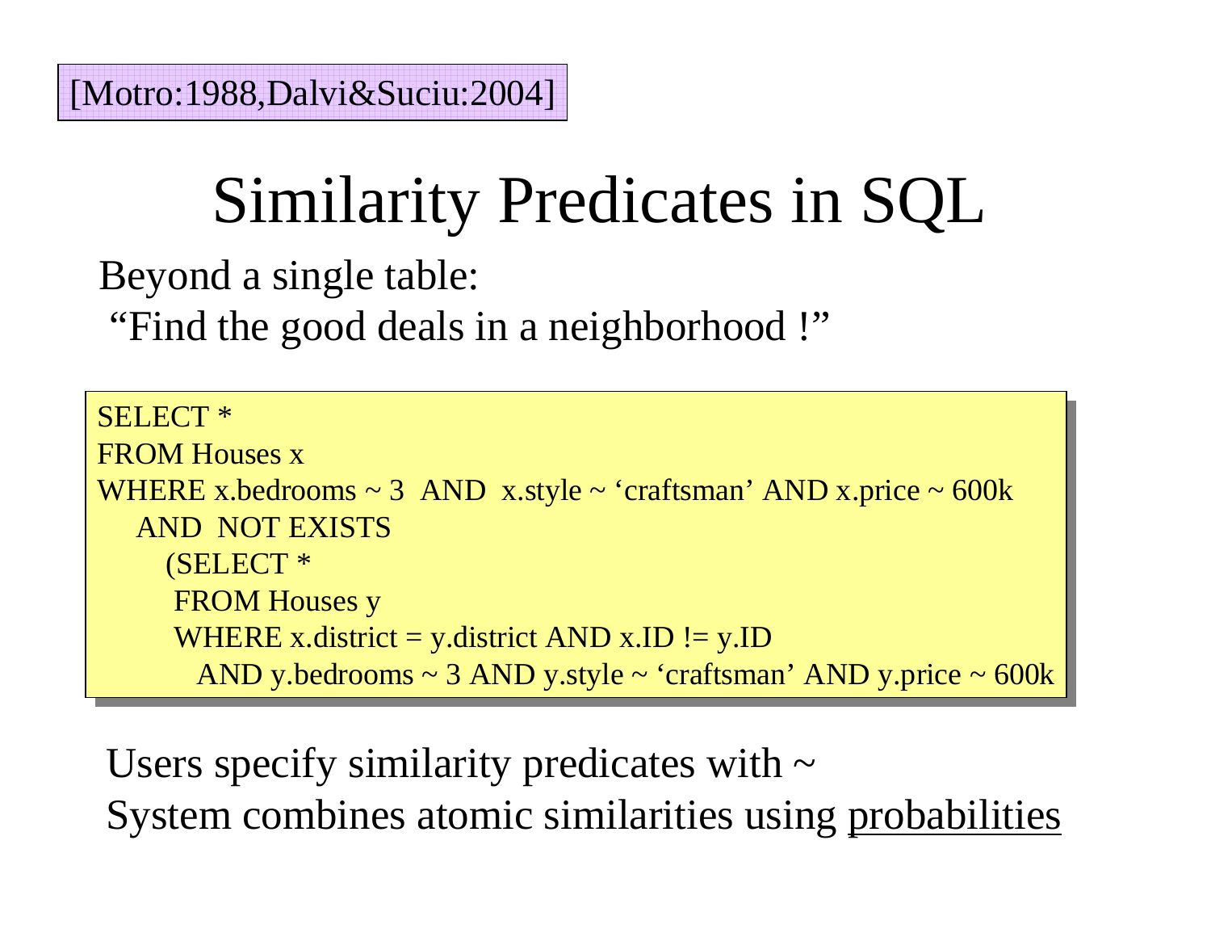[Motro:1988,Dalvi&Suciu:2004]

# Similarity Predicates in SQL

Beyond a single table:

"Find the good deals in a neighborhood !"

```
SELECT *
FROM Houses x
WHERE x.bedrooms ~ 3  AND  x.style ~ 'craftsman' AND x.price ~ 600k
   AND  NOT EXISTS
      (SELECT *
       FROM Houses y
       WHERE x.district = y.district AND x.ID != y.ID
         AND y.bedrooms ~ 3 AND y.style ~ 'craftsman' AND y.price ~ 600k
```

Users specify similarity predicates with ~

System combines atomic similarities using <u>probabilities</u>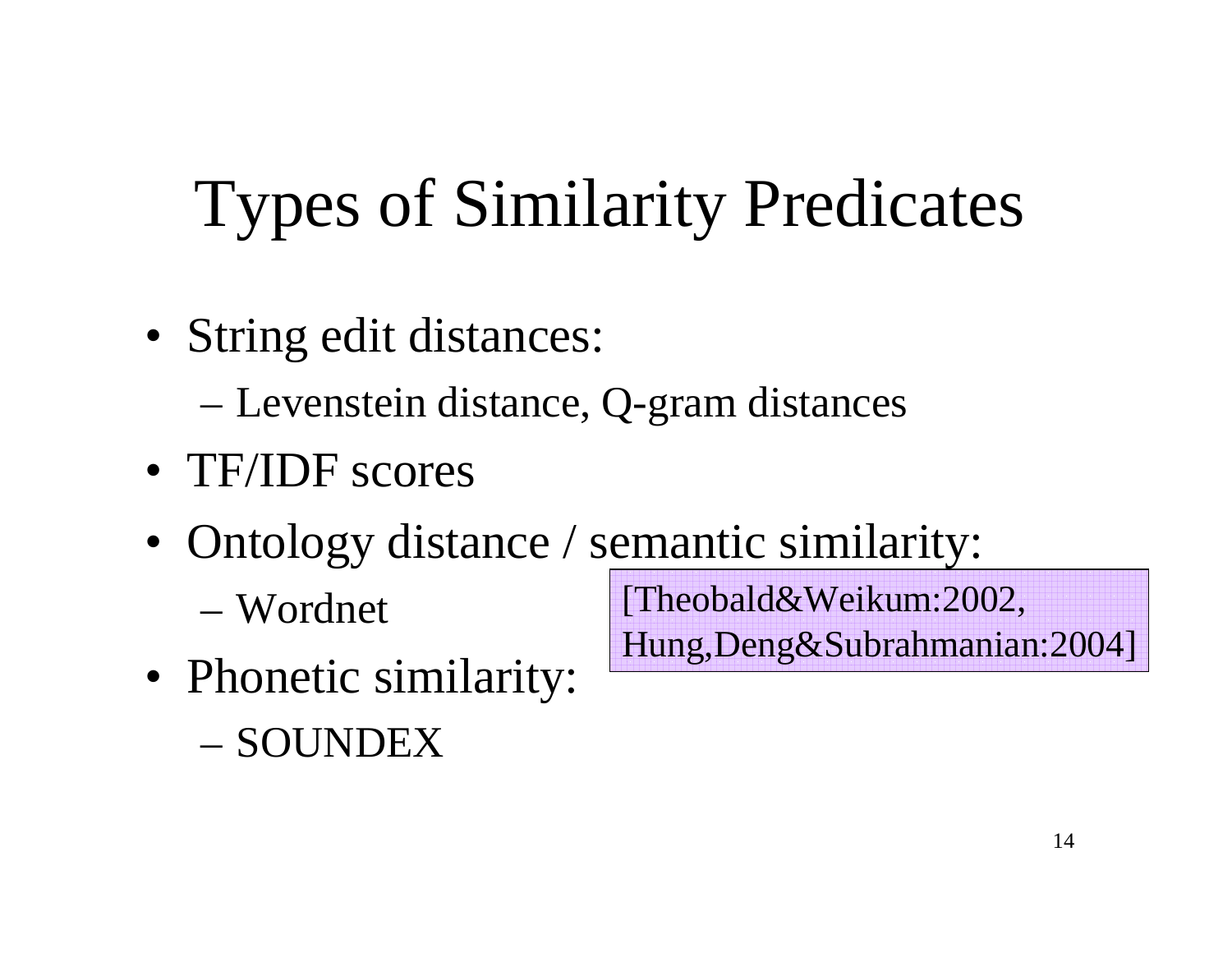# Types of Similarity Predicates

- String edit distances:
  - Levenstein distance, Q-gram distances
- TF/IDF scores
- Ontology distance / semantic similarity:
  - Wordnet
- Phonetic similarity:
  - SOUNDEX

[Theobald&Weikum:2002, Hung,Deng&Subrahmanian:2004]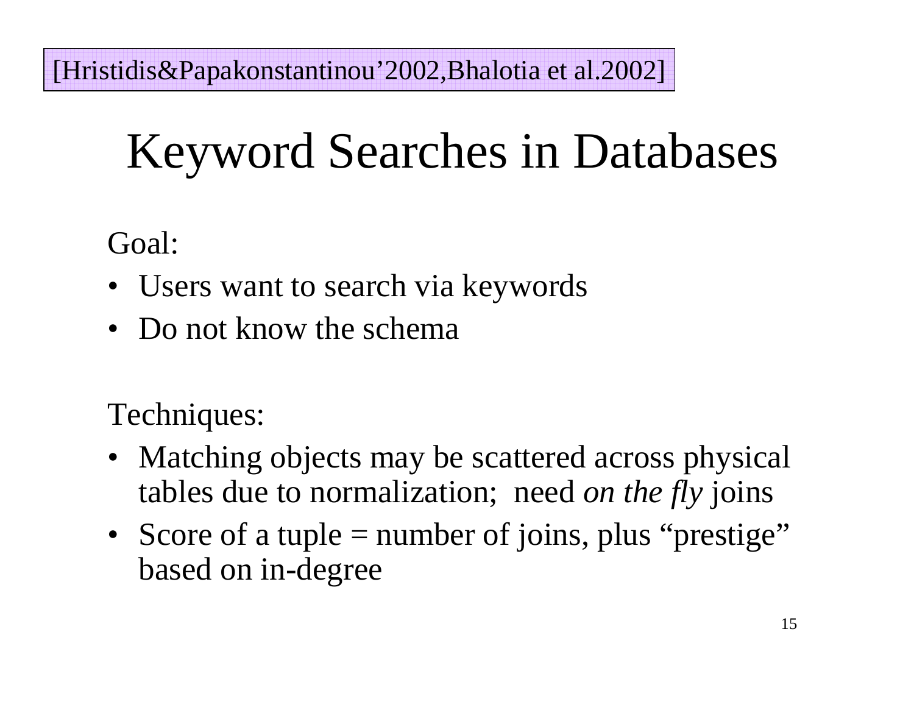[Hristidis&Papakonstantinou'2002,Bhalotia et al.2002]

# Keyword Searches in Databases

Goal:

- Users want to search via keywords
- Do not know the schema

Techniques:

- Matching objects may be scattered across physical tables due to normalization; need *on the fly* joins
- Score of a tuple = number of joins, plus "prestige" based on in-degree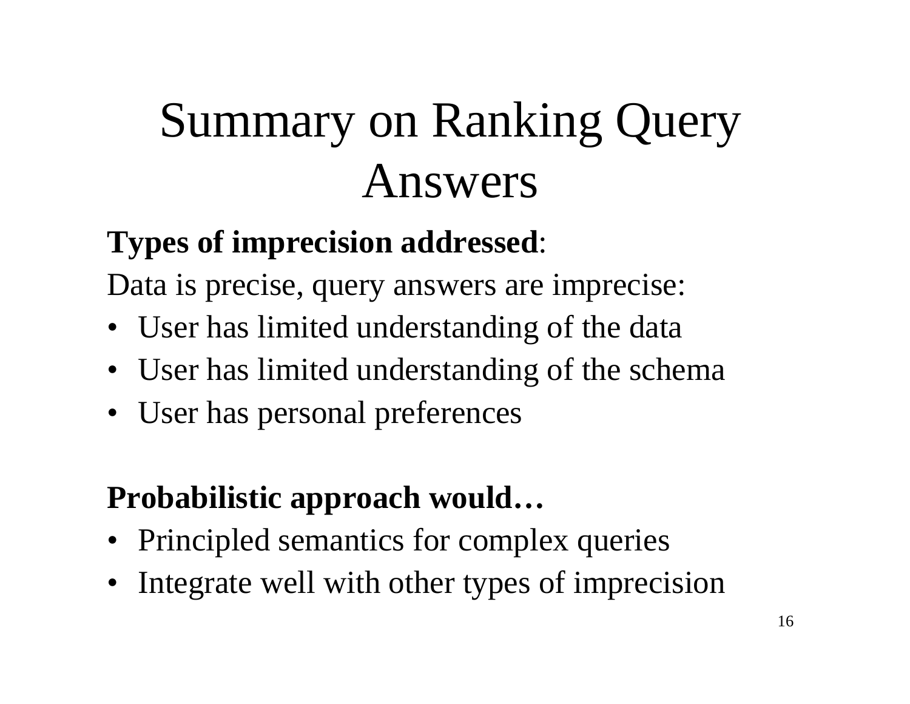# Summary on Ranking Query Answers

**Types of imprecision addressed**:

Data is precise, query answers are imprecise:

- User has limited understanding of the data
- User has limited understanding of the schema
- User has personal preferences

**Probabilistic approach would…**

- Principled semantics for complex queries
- Integrate well with other types of imprecision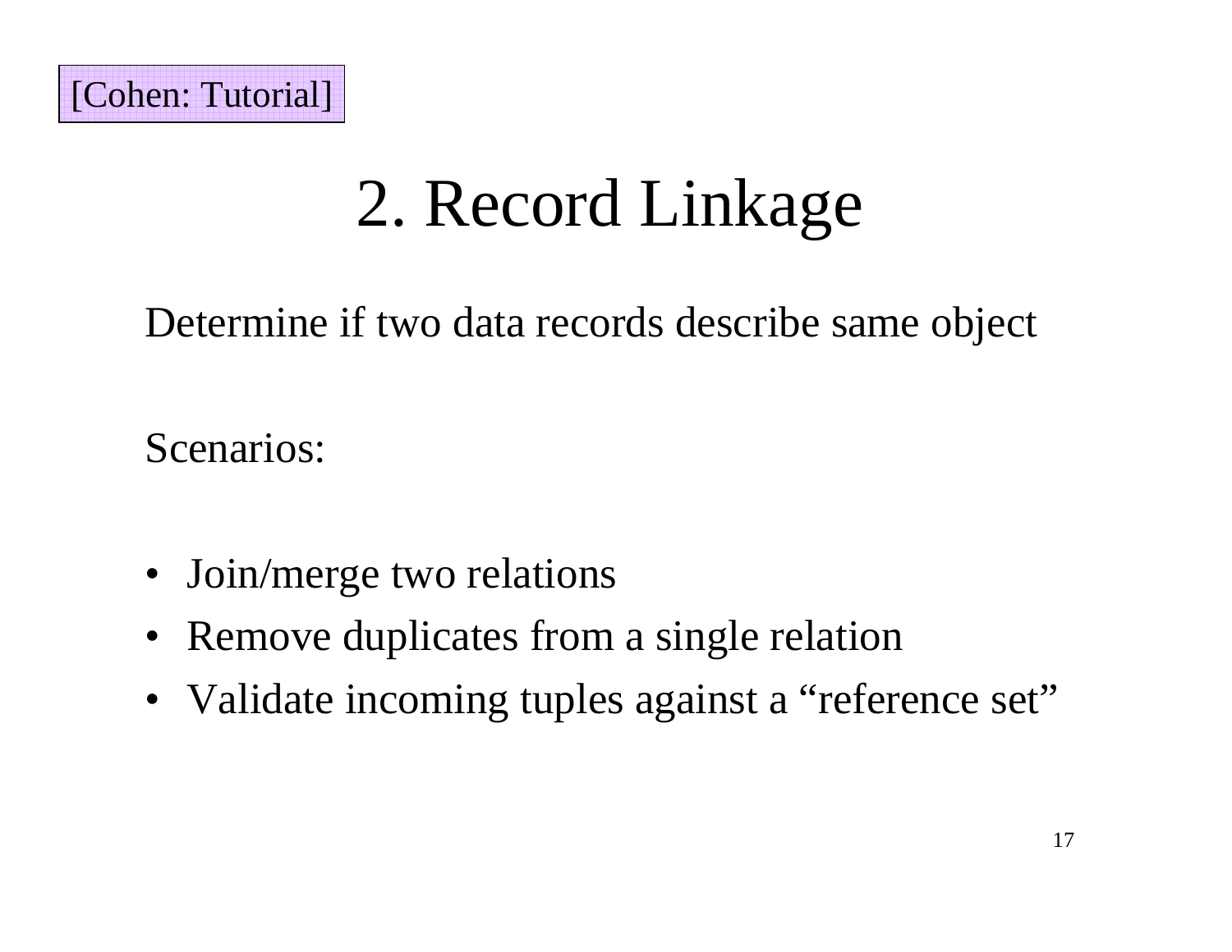[Cohen: Tutorial]

# 2. Record Linkage

Determine if two data records describe same object

Scenarios:

- Join/merge two relations
- Remove duplicates from a single relation
- Validate incoming tuples against a “reference set”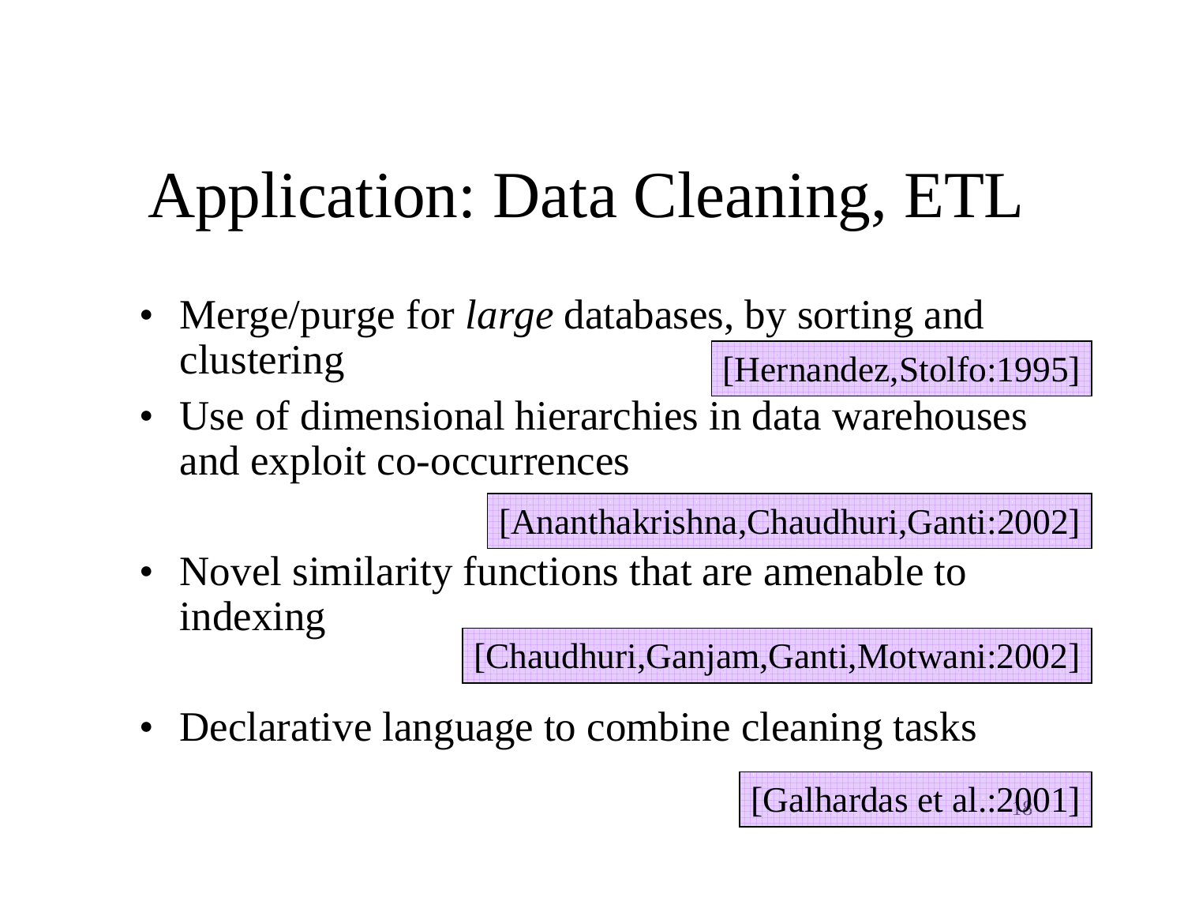# Application: Data Cleaning, ETL

- Merge/purge for *large* databases, by sorting and clustering [Hernandez,Stolfo:1995]
- Use of dimensional hierarchies in data warehouses and exploit co-occurrences [Ananthakrishna,Chaudhuri,Ganti:2002]
- Novel similarity functions that are amenable to indexing [Chaudhuri,Ganjam,Ganti,Motwani:2002]
- Declarative language to combine cleaning tasks [Galhardas et al.:2001]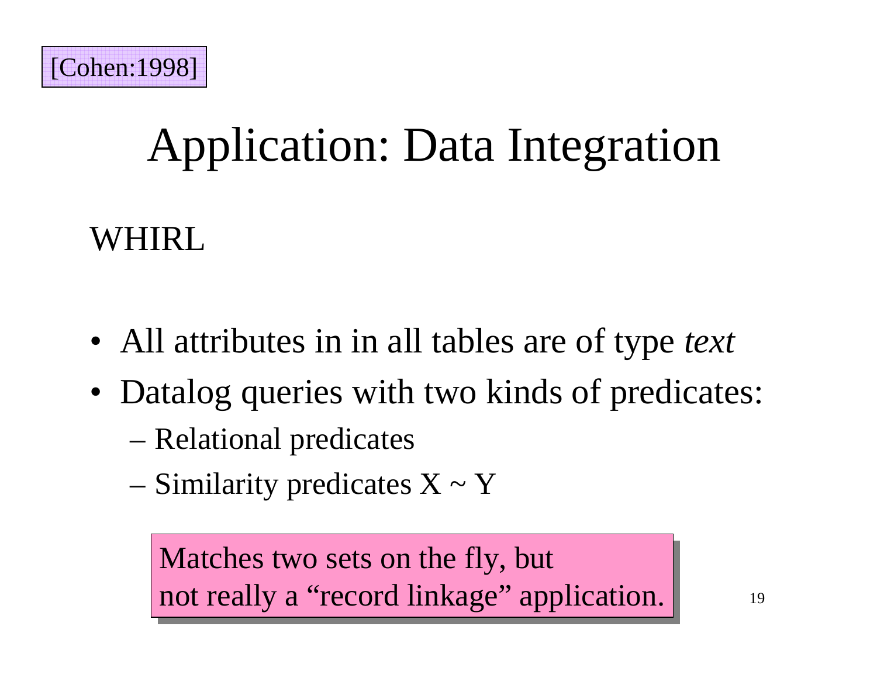[Cohen:1998]

# Application: Data Integration

WHIRL

- All attributes in in all tables are of type *text*
- Datalog queries with two kinds of predicates:
  - Relational predicates
  - Similarity predicates X ~ Y

Matches two sets on the fly, but not really a “record linkage” application.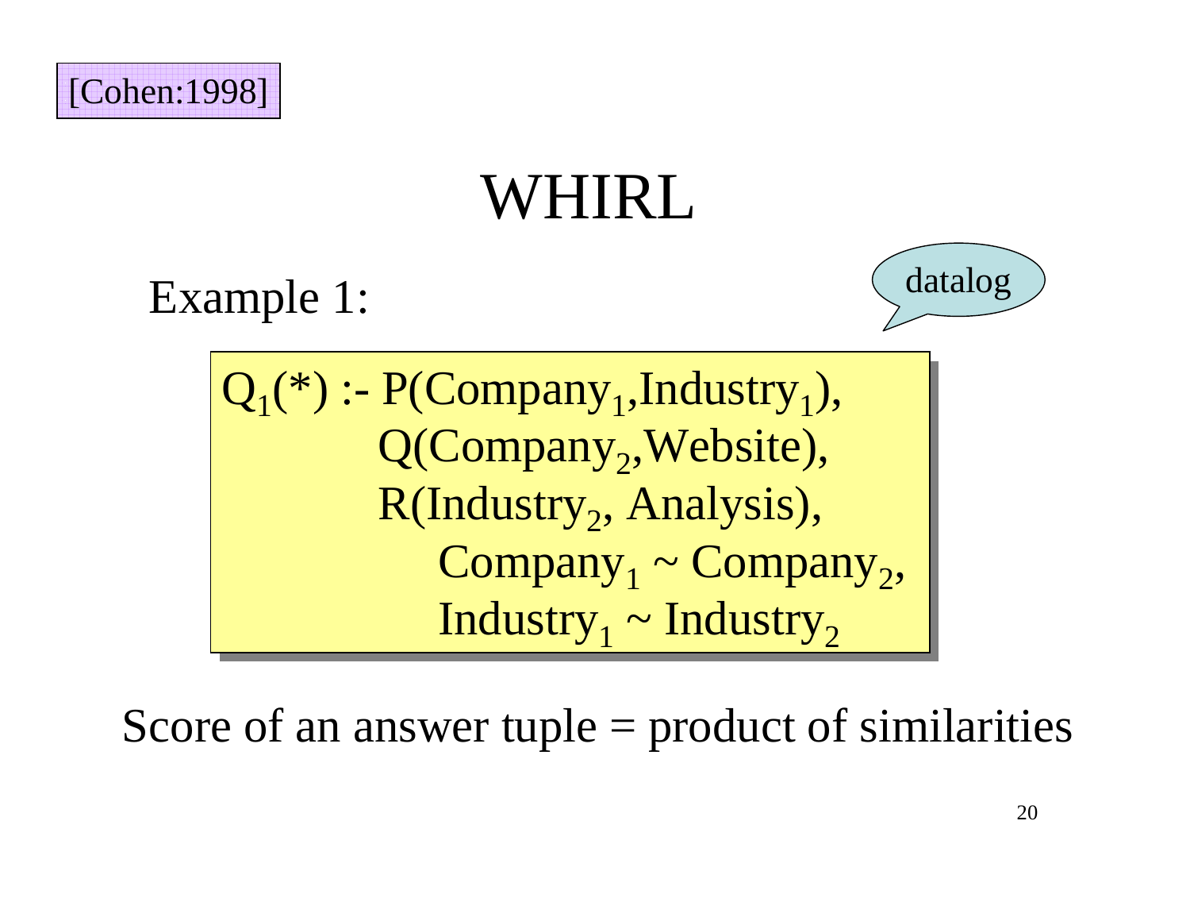[Cohen:1998]

# WHIRL

Example 1:

datalog

$$
\begin{aligned}
Q_1(*) \text{ :- } & P(\text{Company}_1, \text{Industry}_1), \\
& Q(\text{Company}_2, \text{Website}), \\
& R(\text{Industry}_2, \text{Analysis}), \\
& \quad \text{Company}_1 \sim \text{Company}_2, \\
& \quad \text{Industry}_1 \sim \text{Industry}_2
\end{aligned}
$$

Score of an answer tuple = product of similarities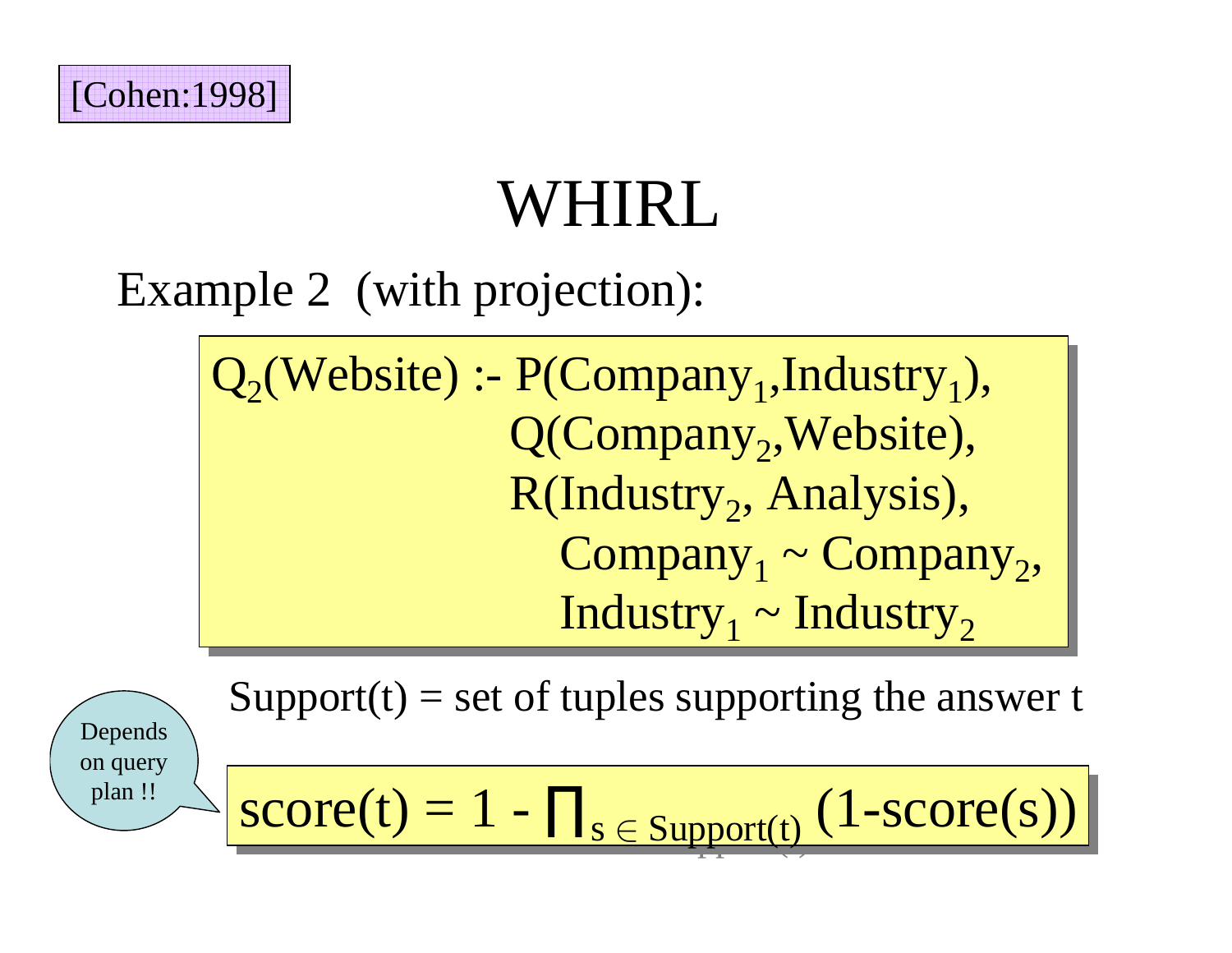[Cohen:1998]

# WHIRL

Example 2 (with projection):

$$
\begin{aligned}
Q_2(\text{Website}) \text{ :- } & P(\text{Company}_1, \text{Industry}_1), \\
& Q(\text{Company}_2, \text{Website}), \\
& R(\text{Industry}_2, \text{Analysis}), \\
& \quad \text{Company}_1 \sim \text{Company}_2, \\
& \quad \text{Industry}_1 \sim \text{Industry}_2
\end{aligned}
$$

Support(t) = set of tuples supporting the answer t

Depends on query plan !!

$$
\text{score}(t) = 1 - \prod_{s \in \text{Support}(t)} (1 - \text{score}(s))
$$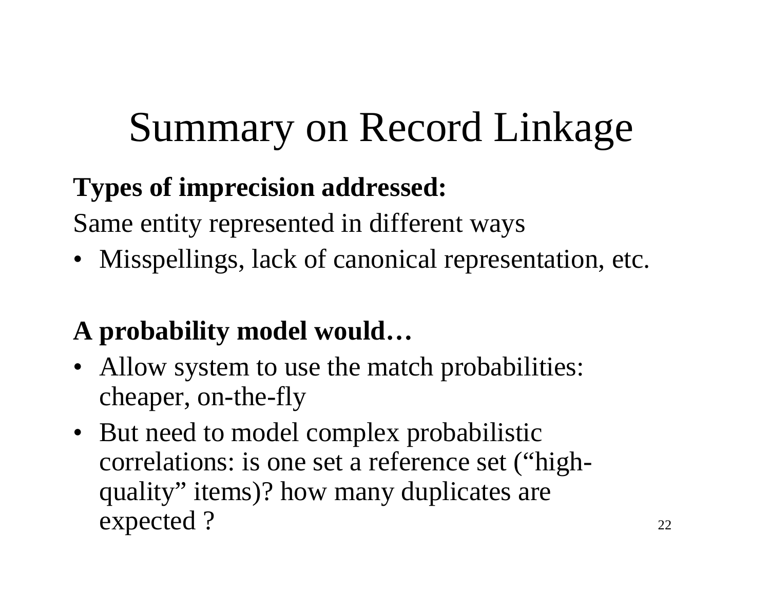# Summary on Record Linkage

**Types of imprecision addressed:**

Same entity represented in different ways

- Misspellings, lack of canonical representation, etc.

**A probability model would…**

- Allow system to use the match probabilities: cheaper, on-the-fly
- But need to model complex probabilistic correlations: is one set a reference set ("high-quality" items)? how many duplicates are expected ?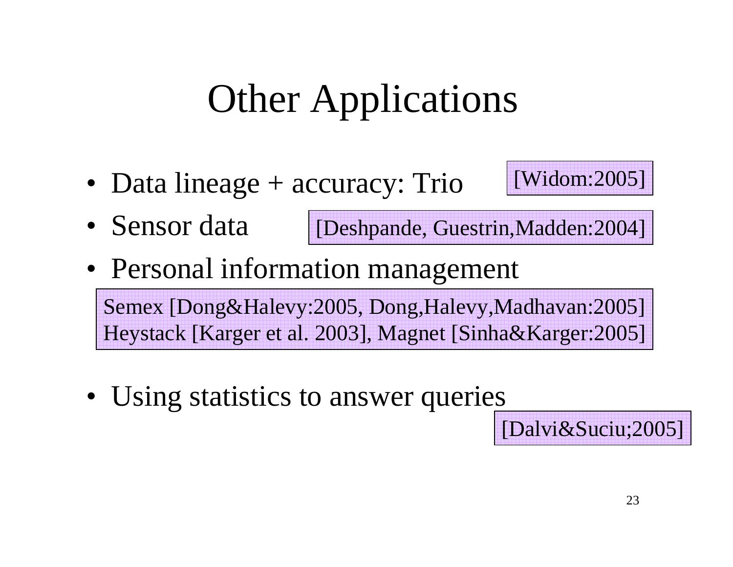# Other Applications

- Data lineage + accuracy: Trio [Widom:2005]
- Sensor data [Deshpande, Guestrin,Madden:2004]
- Personal information management

  Semex [Dong&Halevy:2005, Dong,Halevy,Madhavan:2005]
  Heystack [Karger et al. 2003], Magnet [Sinha&Karger:2005]

- Using statistics to answer queries [Dalvi&Suciu;2005]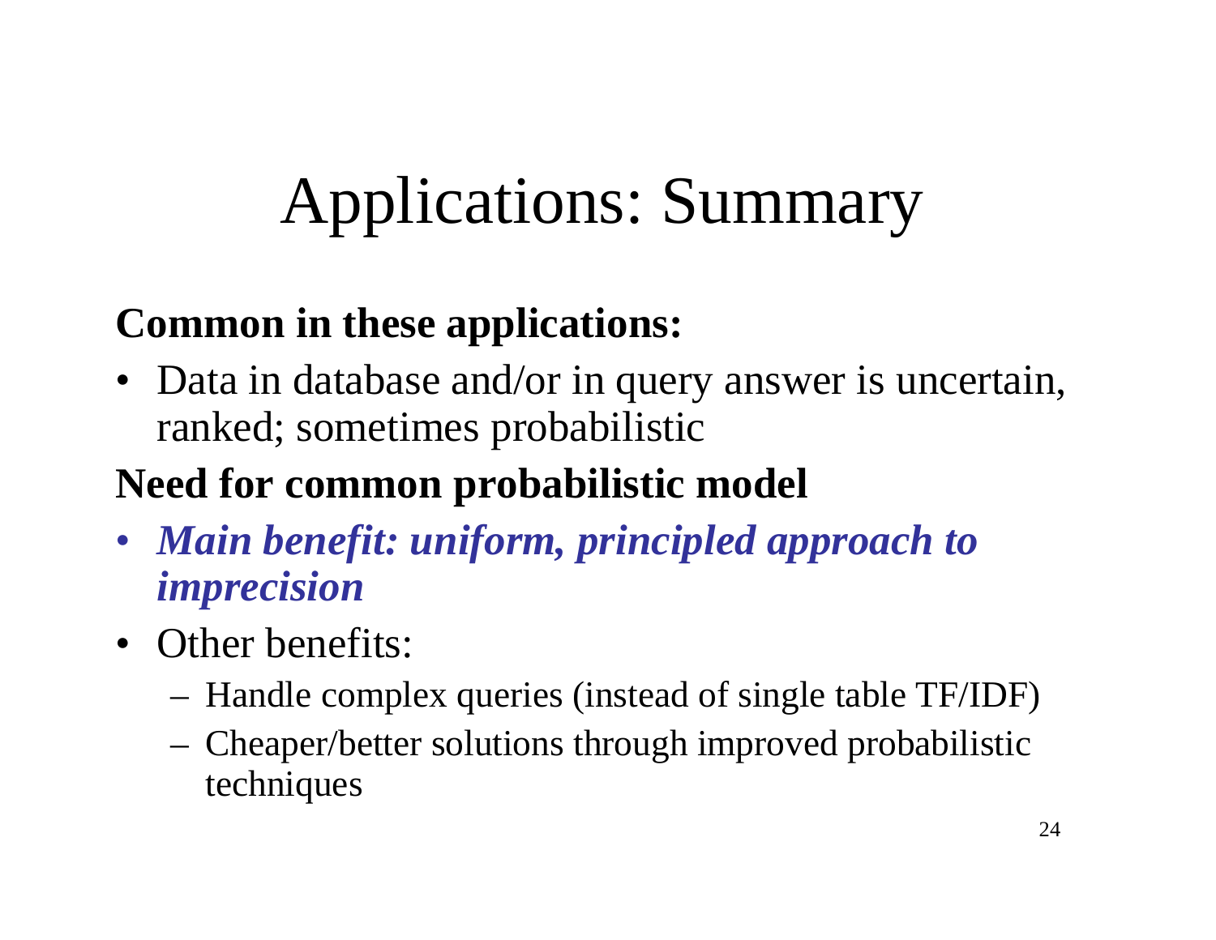# Applications: Summary

**Common in these applications:**

- Data in database and/or in query answer is uncertain, ranked; sometimes probabilistic

**Need for common probabilistic model**

- ***Main benefit: uniform, principled approach to imprecision***
- Other benefits:
  - Handle complex queries (instead of single table TF/IDF)
  - Cheaper/better solutions through improved probabilistic techniques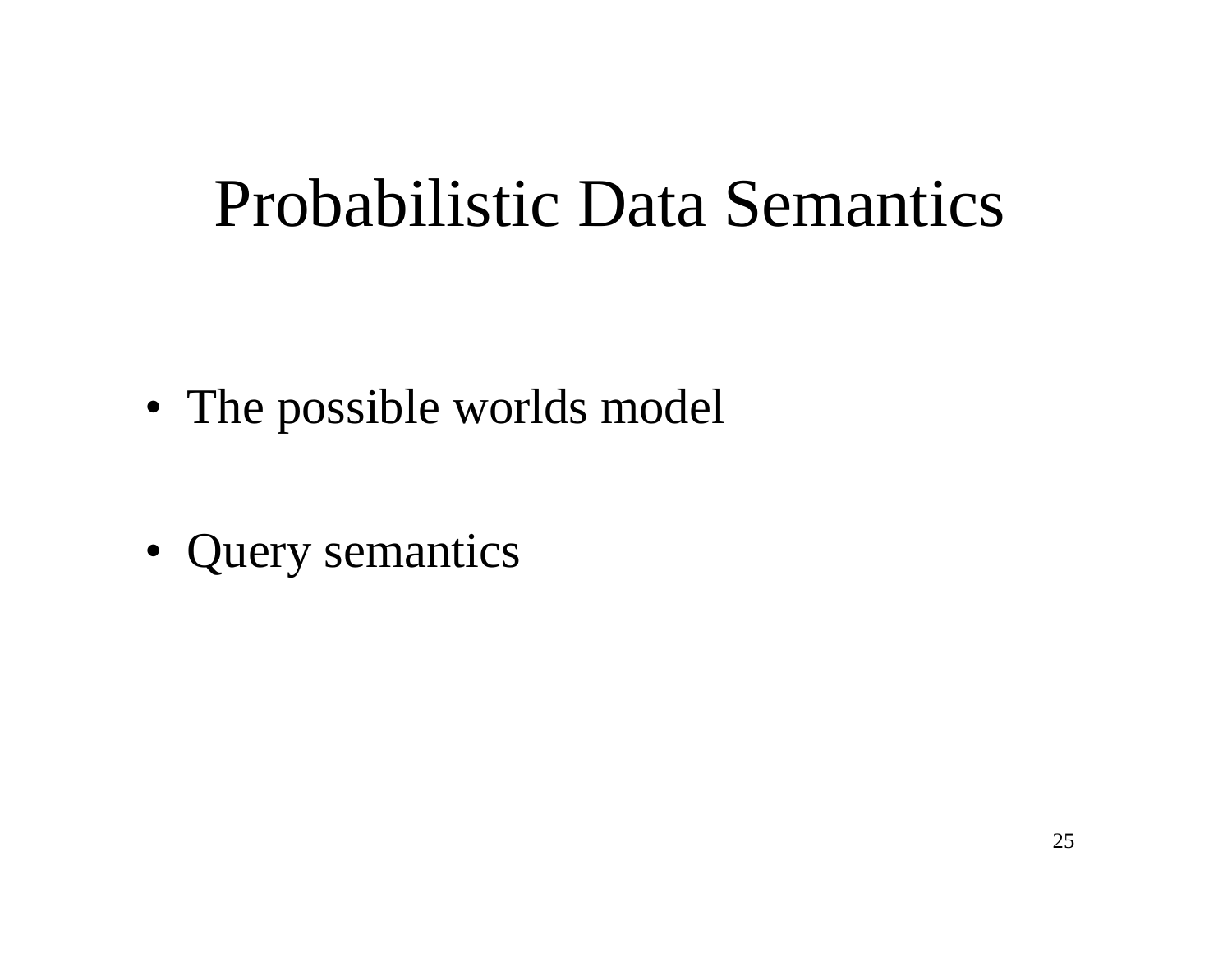# Probabilistic Data Semantics

- The possible worlds model
- Query semantics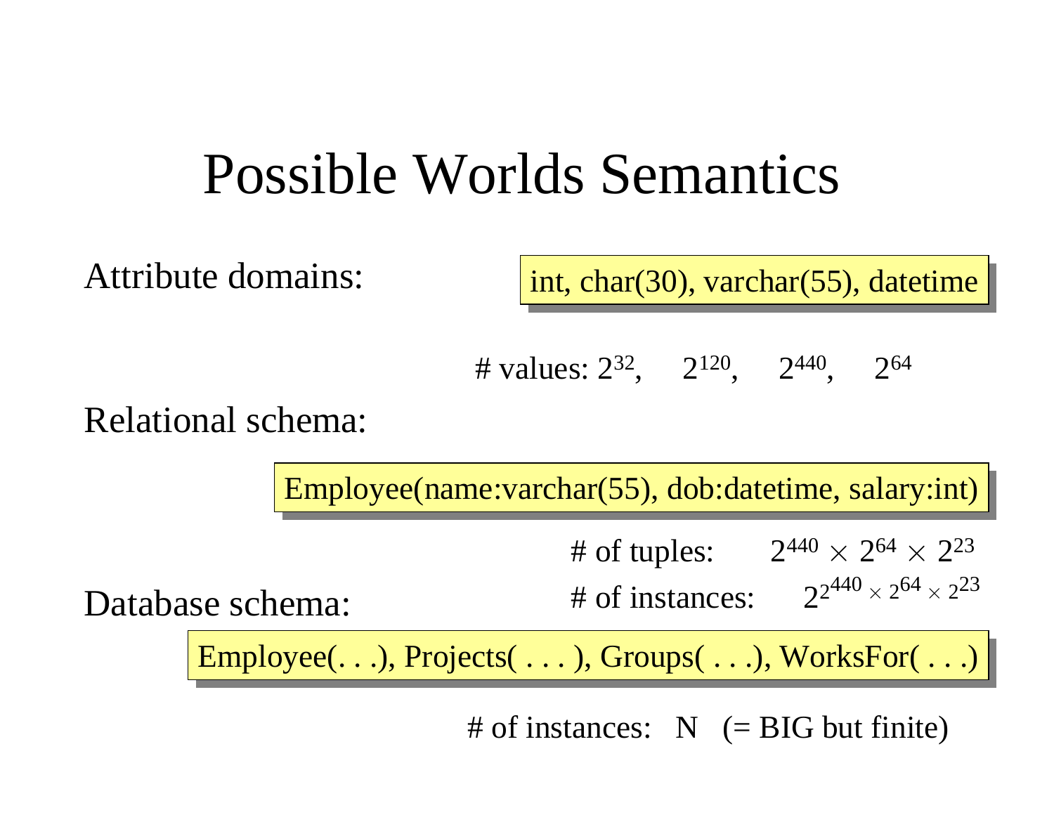# Possible Worlds Semantics

Attribute domains:

int, char(30), varchar(55), datetime

# values: $2^{32}$, $2^{120}$, $2^{440}$, $2^{64}$

Relational schema:

Employee(name:varchar(55), dob:datetime, salary:int)

# of tuples: $2^{440} \times 2^{64} \times 2^{23}$

# of instances: $2^{2^{440} \times 2^{64} \times 2^{23}}$

Database schema:

Employee(. . .), Projects( . . . ), Groups( . . .), WorksFor( . . .)

# of instances: N (= BIG but finite)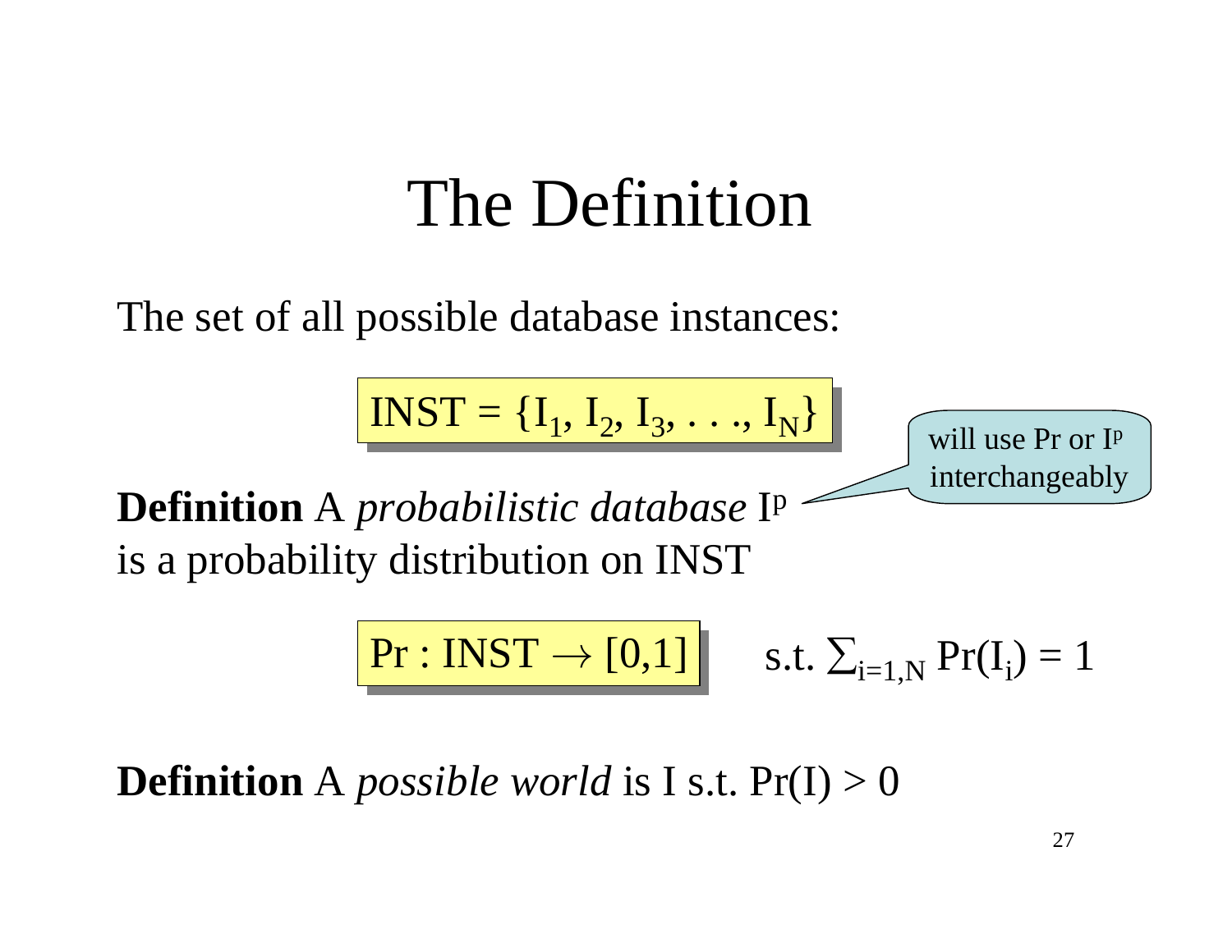# The Definition

The set of all possible database instances:

$$\text{INST} = \{I_1, I_2, I_3, \ldots, I_N\}$$

will use Pr or $I^p$ interchangeably

**Definition** A *probabilistic database* $I^p$ is a probability distribution on INST

$$\text{Pr} : \text{INST} \rightarrow [0,1] \quad \text{s.t.} \sum_{i=1,N} \text{Pr}(I_i) = 1$$

**Definition** A *possible world* is I s.t. $\text{Pr}(I) > 0$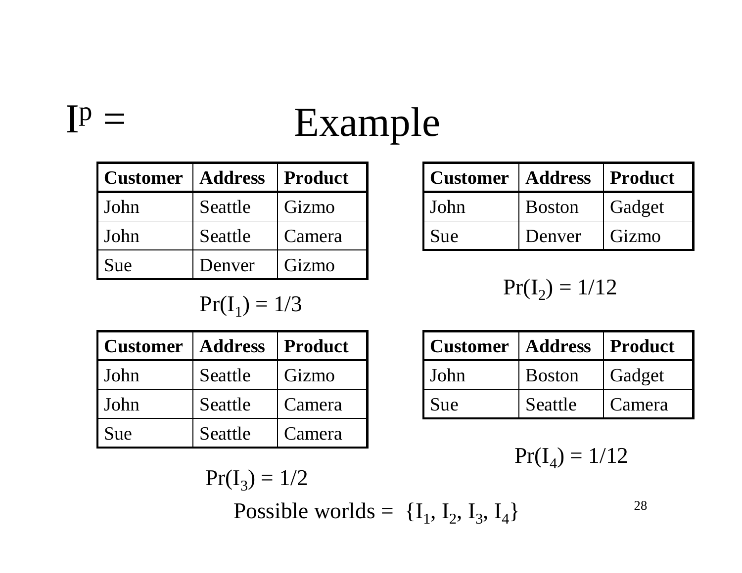# Example

$I^p$ =

| Customer | Address | Product |
|---|---|---|
| John | Seattle | Gizmo |
| John | Seattle | Camera |
| Sue | Denver | Gizmo |

$Pr(I_1) = 1/3$

| Customer | Address | Product |
|---|---|---|
| John | Boston | Gadget |
| Sue | Denver | Gizmo |

$Pr(I_2) = 1/12$

| Customer | Address | Product |
|---|---|---|
| John | Seattle | Gizmo |
| John | Seattle | Camera |
| Sue | Seattle | Camera |

$Pr(I_3) = 1/2$

| Customer | Address | Product |
|---|---|---|
| John | Boston | Gadget |
| Sue | Seattle | Camera |

$Pr(I_4) = 1/12$

Possible worlds = $\{I_1, I_2, I_3, I_4\}$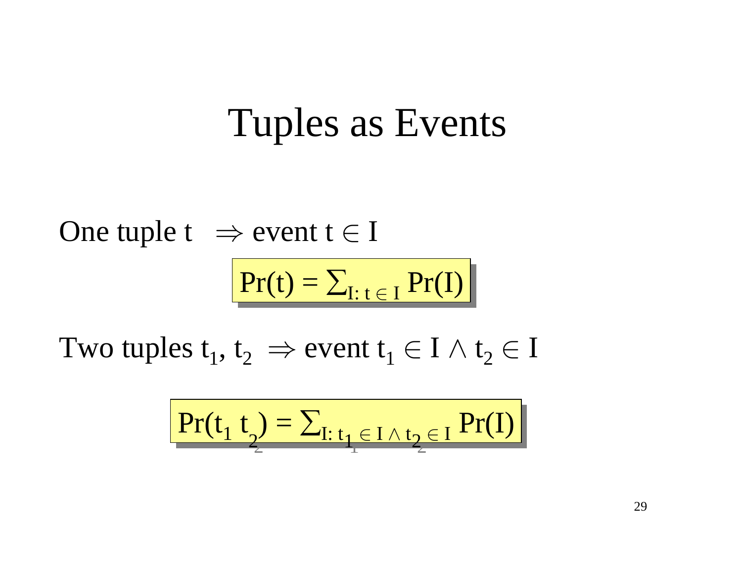# Tuples as Events

One tuple t $\Rightarrow$ event $t \in I$

$$\Pr(t) = \sum_{I:\, t \in I} \Pr(I)$$

Two tuples $t_1$, $t_2$ $\Rightarrow$ event $t_1 \in I \wedge t_2 \in I$

$$\Pr(t_1\, t_2) = \sum_{I:\, t_1 \in I \wedge t_2 \in I} \Pr(I)$$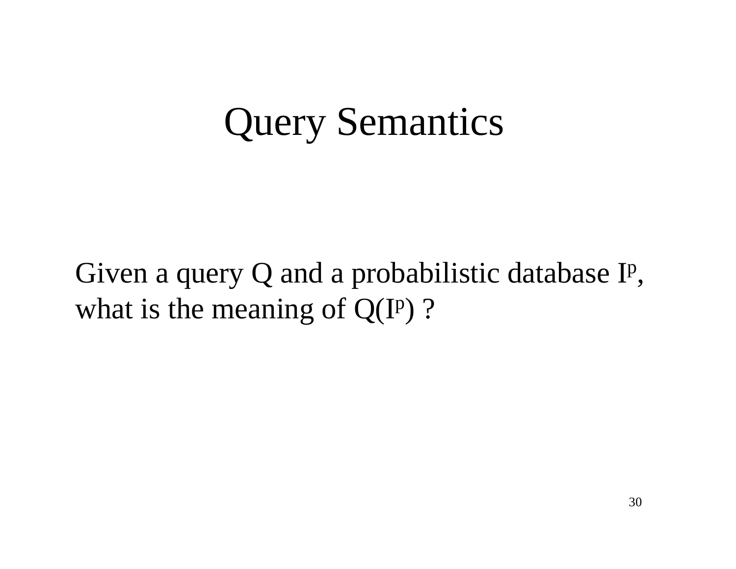# Query Semantics

Given a query Q and a probabilistic database $I^p$, what is the meaning of $Q(I^p)$ ?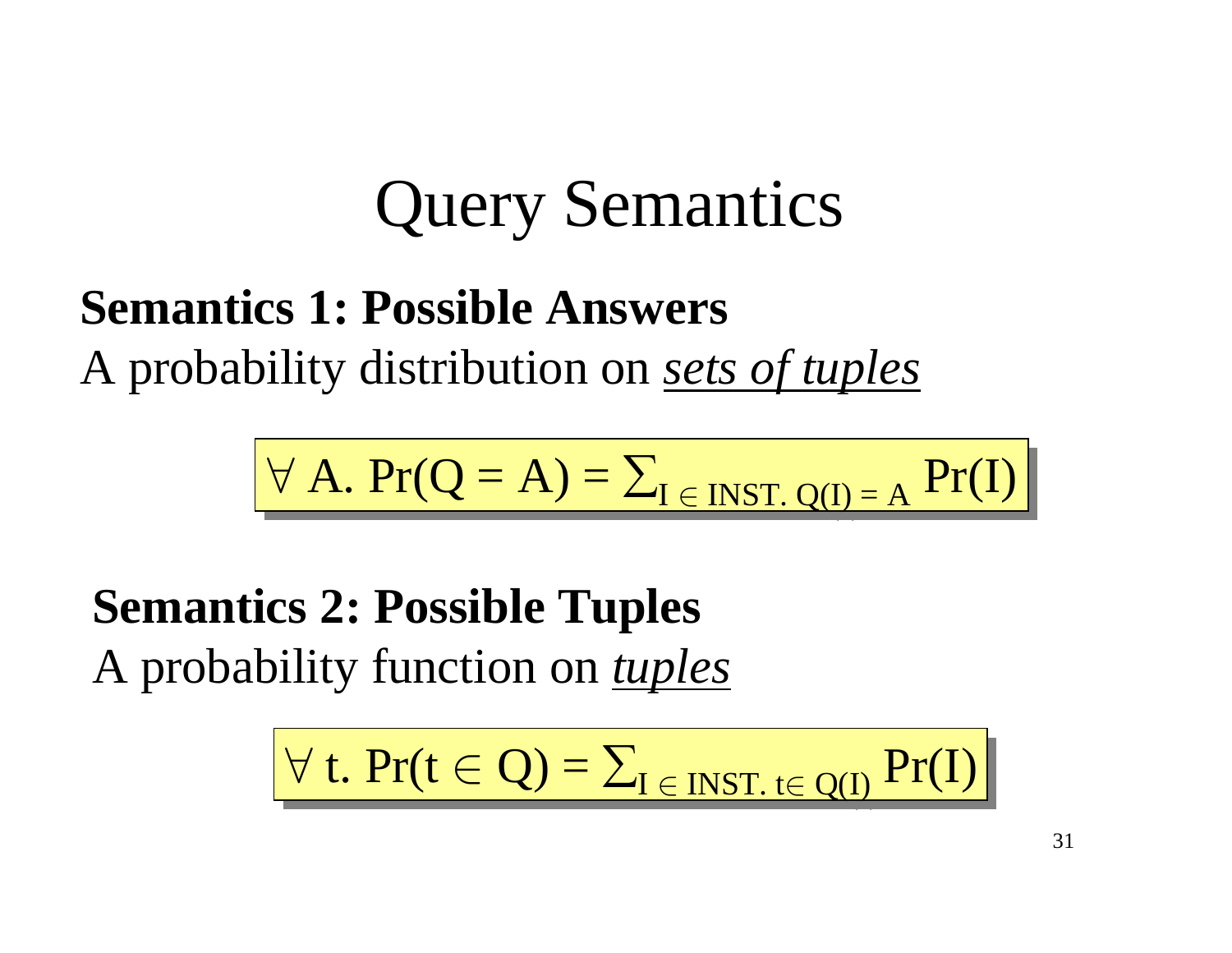# Query Semantics

**Semantics 1: Possible Answers**

A probability distribution on *sets of tuples*

$$\forall \text{ A. } \Pr(Q = A) = \sum_{I \in \text{INST. } Q(I) = A} \Pr(I)$$

**Semantics 2: Possible Tuples**

A probability function on *tuples*

$$\forall \text{ t. } \Pr(t \in Q) = \sum_{I \in \text{INST. } t \in Q(I)} \Pr(I)$$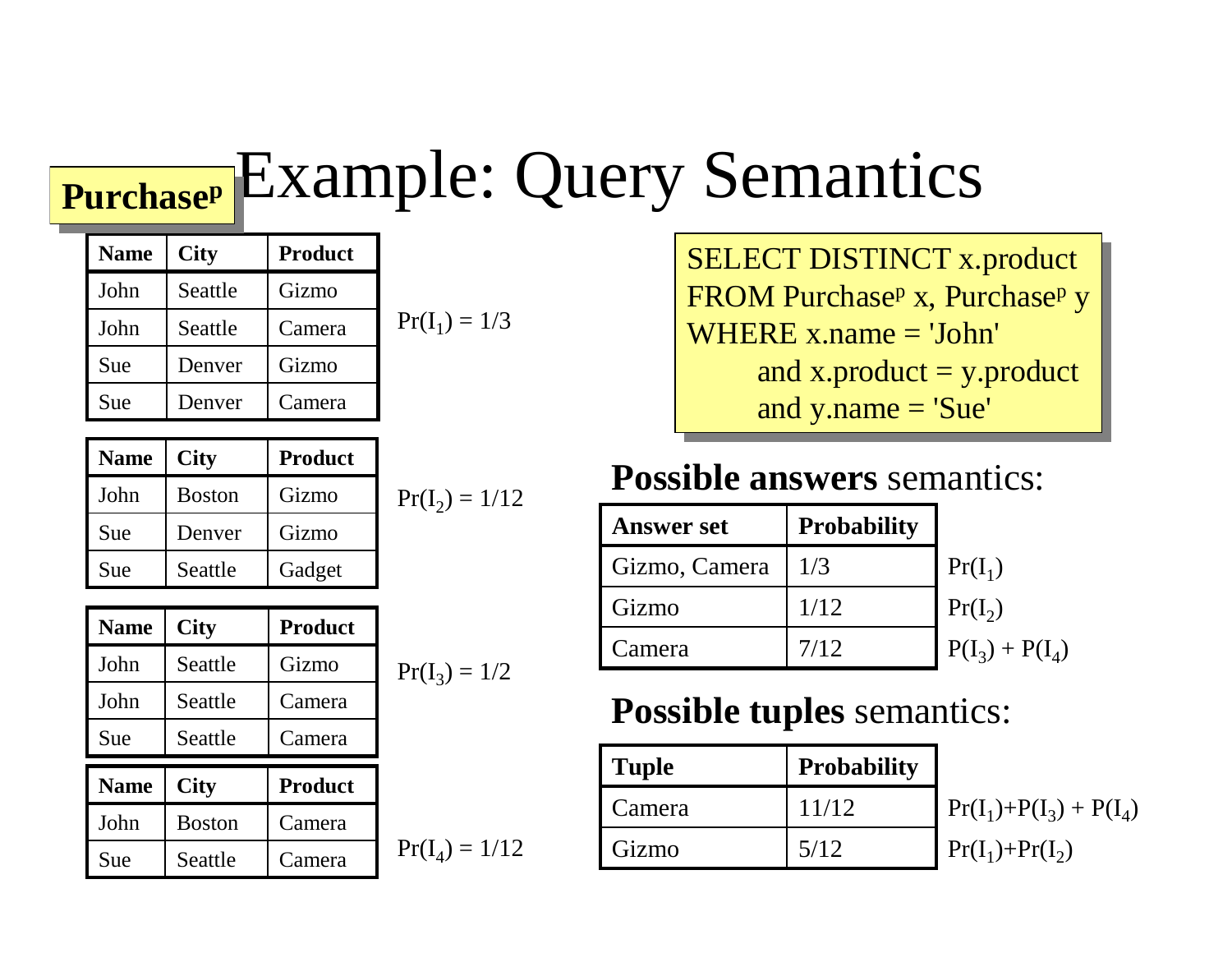# Example: Query Semantics

**Purchase$^p$**

| Name | City | Product |
|---|---|---|
| John | Seattle | Gizmo |
| John | Seattle | Camera |
| Sue | Denver | Gizmo |
| Sue | Denver | Camera |

$Pr(I_1) = 1/3$

| Name | City | Product |
|---|---|---|
| John | Boston | Gizmo |
| Sue | Denver | Gizmo |
| Sue | Seattle | Gadget |

$Pr(I_2) = 1/12$

| Name | City | Product |
|---|---|---|
| John | Seattle | Gizmo |
| John | Seattle | Camera |
| Sue | Seattle | Camera |

$Pr(I_3) = 1/2$

| Name | City | Product |
|---|---|---|
| John | Boston | Camera |
| Sue | Seattle | Camera |

$Pr(I_4) = 1/12$

```
SELECT DISTINCT x.product
FROM Purchase^p x, Purchase^p y
WHERE x.name = 'John'
      and x.product = y.product
      and y.name = 'Sue'
```

## **Possible answers** semantics:

| Answer set | Probability | |
|---|---|---|
| Gizmo, Camera | 1/3 | $Pr(I_1)$ |
| Gizmo | 1/12 | $Pr(I_2)$ |
| Camera | 7/12 | $P(I_3) + P(I_4)$ |

## **Possible tuples** semantics:

| Tuple | Probability | |
|---|---|---|
| Camera | 11/12 | $Pr(I_1)+P(I_3) + P(I_4)$ |
| Gizmo | 5/12 | $Pr(I_1)+Pr(I_2)$ |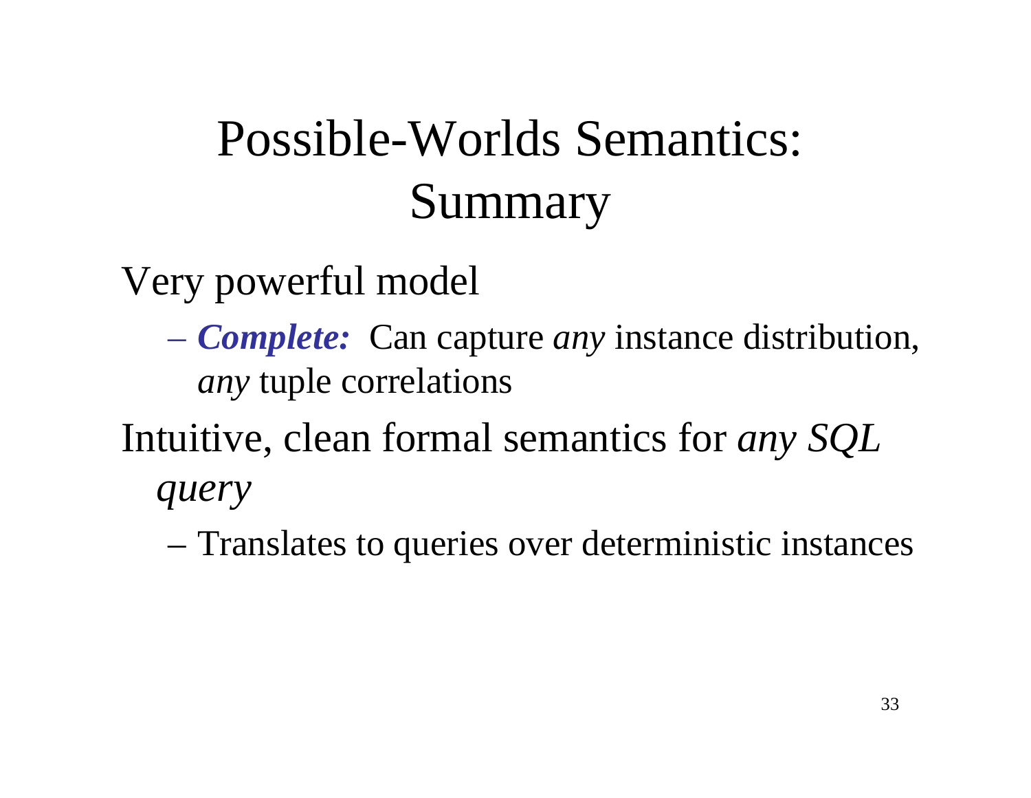# Possible-Worlds Semantics: Summary

- Very powerful model
  - ***Complete:*** Can capture *any* instance distribution, *any* tuple correlations
- Intuitive, clean formal semantics for *any SQL query*
  - Translates to queries over deterministic instances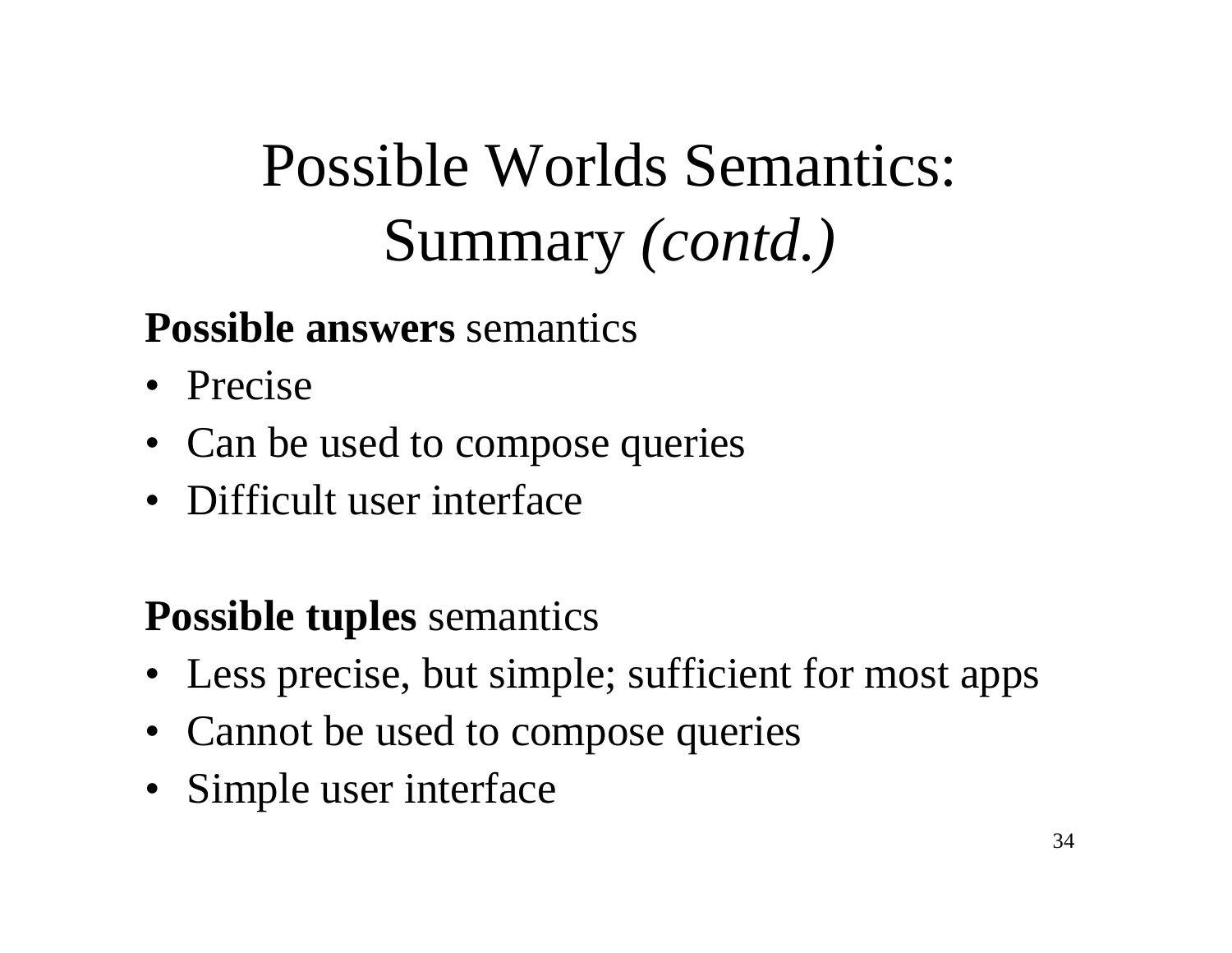# Possible Worlds Semantics: Summary *(contd.)*

**Possible answers** semantics

- Precise
- Can be used to compose queries
- Difficult user interface

**Possible tuples** semantics

- Less precise, but simple; sufficient for most apps
- Cannot be used to compose queries
- Simple user interface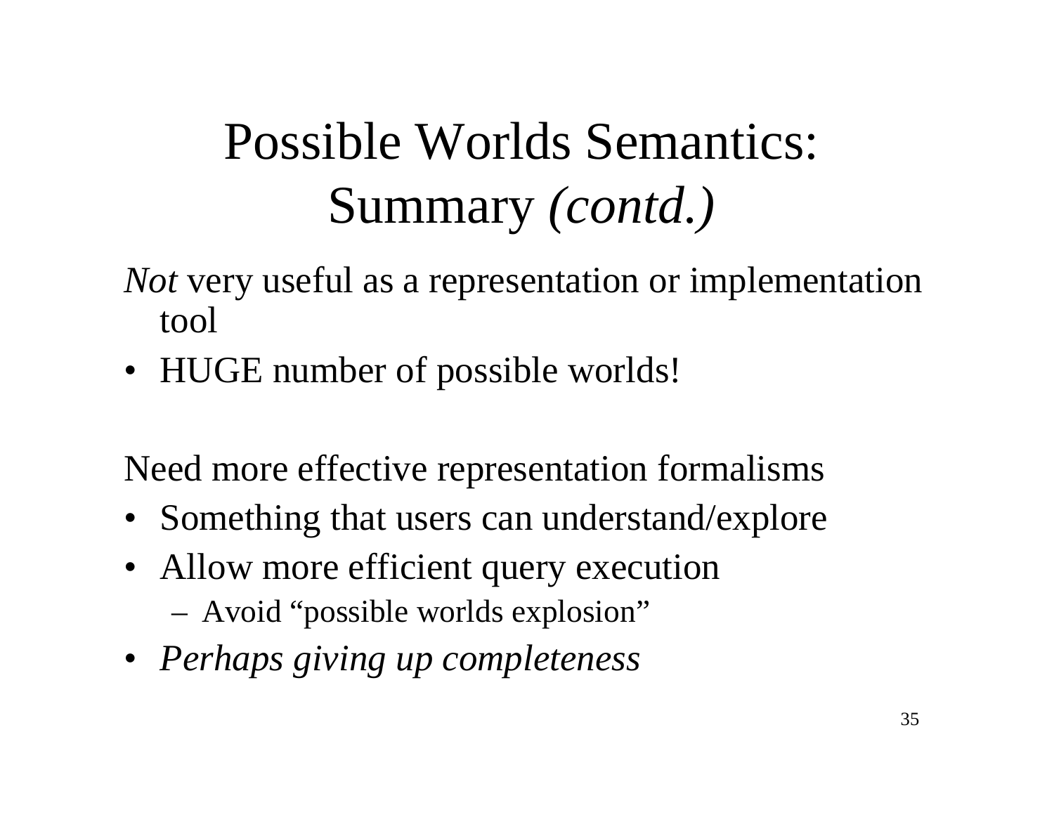# Possible Worlds Semantics: Summary *(contd.)*

*Not* very useful as a representation or implementation tool

- HUGE number of possible worlds!

Need more effective representation formalisms

- Something that users can understand/explore
- Allow more efficient query execution
  - Avoid "possible worlds explosion"
- *Perhaps giving up completeness*